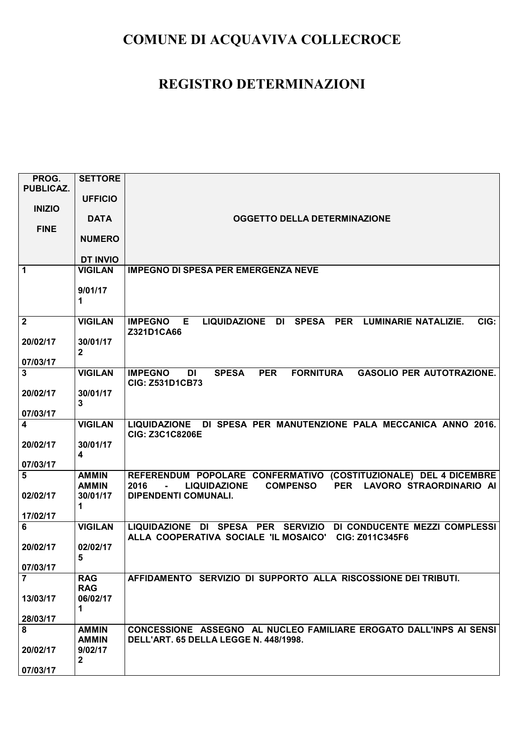# COMUNE DI ACQUAVIVA COLLECROCE

# REGISTRO DETERMINAZIONI

| PROG. PUBLICAZ.<br><br>INIZIO<br><br>FINE | SETTORE<br><br>UFFICIO<br><br>DATA<br><br>NUMERO<br><br>DT INVIO | OGGETTO DELLA DETERMINAZIONE |
|---|---|---|
| **1** | **VIGILAN**<br><br>**9/01/17**<br>**1** | **IMPEGNO DI SPESA PER EMERGENZA NEVE** |
| **2**<br><br>**20/02/17**<br><br>**07/03/17** | **VIGILAN**<br><br>**30/01/17**<br>**2** | **IMPEGNO E LIQUIDAZIONE DI SPESA PER LUMINARIE NATALIZIE. CIG: Z321D1CA66** |
| **3**<br><br>**20/02/17**<br><br>**07/03/17** | **VIGILAN**<br><br>**30/01/17**<br>**3** | **IMPEGNO DI SPESA PER FORNITURA GASOLIO PER AUTOTRAZIONE. CIG: Z531D1CB73** |
| **4**<br><br>**20/02/17**<br><br>**07/03/17** | **VIGILAN**<br><br>**30/01/17**<br>**4** | **LIQUIDAZIONE DI SPESA PER MANUTENZIONE PALA MECCANICA ANNO 2016. CIG: Z3C1C8206E** |
| **5**<br><br>**02/02/17**<br><br>**17/02/17** | **AMMIN**<br>**AMMIN**<br>**30/01/17**<br>**1** | **REFERENDUM POPOLARE CONFERMATIVO (COSTITUZIONALE) DEL 4 DICEMBRE 2016 - LIQUIDAZIONE COMPENSO PER LAVORO STRAORDINARIO AI DIPENDENTI COMUNALI.** |
| **6**<br><br>**20/02/17**<br><br>**07/03/17** | **VIGILAN**<br><br>**02/02/17**<br>**5** | **LIQUIDAZIONE DI SPESA PER SERVIZIO DI CONDUCENTE MEZZI COMPLESSI ALLA COOPERATIVA SOCIALE 'IL MOSAICO' CIG: Z011C345F6** |
| **7**<br><br>**13/03/17**<br><br>**28/03/17** | **RAG**<br>**RAG**<br>**06/02/17**<br>**1** | **AFFIDAMENTO SERVIZIO DI SUPPORTO ALLA RISCOSSIONE DEI TRIBUTI.** |
| **8**<br><br>**20/02/17**<br><br>**07/03/17** | **AMMIN**<br>**AMMIN**<br>**9/02/17**<br>**2** | **CONCESSIONE ASSEGNO AL NUCLEO FAMILIARE EROGATO DALL'INPS AI SENSI DELL'ART. 65 DELLA LEGGE N. 448/1998.** |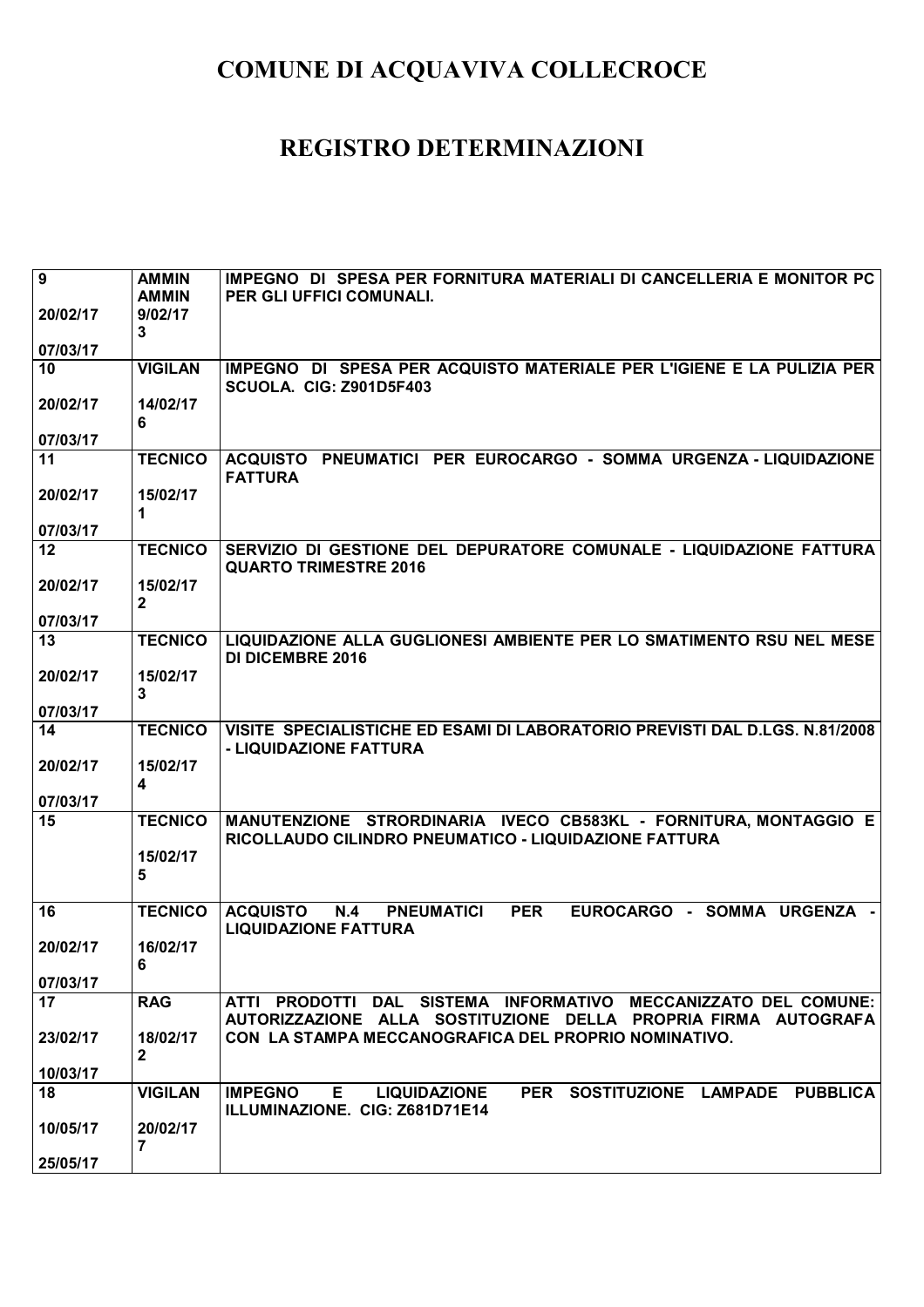# COMUNE DI ACQUAVIVA COLLECROCE

# REGISTRO DETERMINAZIONI

| | | |
|---|---|---|
| **9**<br>**20/02/17**<br>**07/03/17** | **AMMIN**<br>**AMMIN**<br>**9/02/17**<br>**3** | **IMPEGNO DI SPESA PER FORNITURA MATERIALI DI CANCELLERIA E MONITOR PC PER GLI UFFICI COMUNALI.** |
| **10**<br>**20/02/17**<br>**07/03/17** | **VIGILAN**<br>**14/02/17**<br>**6** | **IMPEGNO DI SPESA PER ACQUISTO MATERIALE PER L'IGIENE E LA PULIZIA PER SCUOLA. CIG: Z901D5F403** |
| **11**<br>**20/02/17**<br>**07/03/17** | **TECNICO**<br>**15/02/17**<br>**1** | **ACQUISTO PNEUMATICI PER EUROCARGO - SOMMA URGENZA - LIQUIDAZIONE FATTURA** |
| **12**<br>**20/02/17**<br>**07/03/17** | **TECNICO**<br>**15/02/17**<br>**2** | **SERVIZIO DI GESTIONE DEL DEPURATORE COMUNALE - LIQUIDAZIONE FATTURA QUARTO TRIMESTRE 2016** |
| **13**<br>**20/02/17**<br>**07/03/17** | **TECNICO**<br>**15/02/17**<br>**3** | **LIQUIDAZIONE ALLA GUGLIONESI AMBIENTE PER LO SMATIMENTO RSU NEL MESE DI DICEMBRE 2016** |
| **14**<br>**20/02/17**<br>**07/03/17** | **TECNICO**<br>**15/02/17**<br>**4** | **VISITE SPECIALISTICHE ED ESAMI DI LABORATORIO PREVISTI DAL D.LGS. N.81/2008 - LIQUIDAZIONE FATTURA** |
| **15** | **TECNICO**<br>**15/02/17**<br>**5** | **MANUTENZIONE STRORDINARIA IVECO CB583KL - FORNITURA, MONTAGGIO E RICOLLAUDO CILINDRO PNEUMATICO - LIQUIDAZIONE FATTURA** |
| **16**<br>**20/02/17**<br>**07/03/17** | **TECNICO**<br>**16/02/17**<br>**6** | **ACQUISTO N.4 PNEUMATICI PER EUROCARGO - SOMMA URGENZA - LIQUIDAZIONE FATTURA** |
| **17**<br>**23/02/17**<br>**10/03/17** | **RAG**<br>**18/02/17**<br>**2** | **ATTI PRODOTTI DAL SISTEMA INFORMATIVO MECCANIZZATO DEL COMUNE: AUTORIZZAZIONE ALLA SOSTITUZIONE DELLA PROPRIA FIRMA AUTOGRAFA CON LA STAMPA MECCANOGRAFICA DEL PROPRIO NOMINATIVO.** |
| **18**<br>**10/05/17**<br>**25/05/17** | **VIGILAN**<br>**20/02/17**<br>**7** | **IMPEGNO E LIQUIDAZIONE PER SOSTITUZIONE LAMPADE PUBBLICA ILLUMINAZIONE. CIG: Z681D71E14** |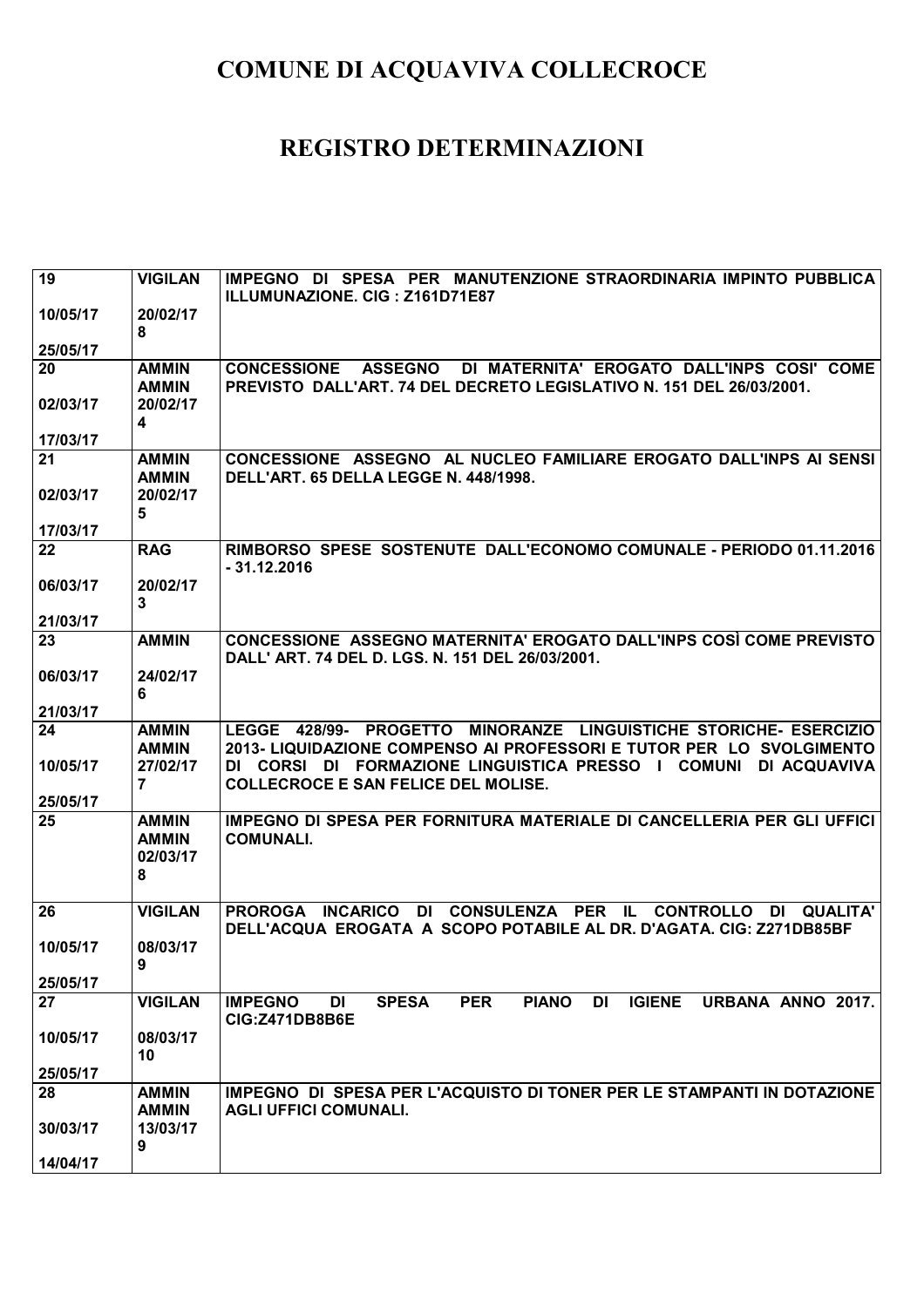# COMUNE DI ACQUAVIVA COLLECROCE

# REGISTRO DETERMINAZIONI

| | | |
|---|---|---|
| 19<br>10/05/17<br>25/05/17 | VIGILAN<br>20/02/17<br>8 | IMPEGNO DI SPESA PER MANUTENZIONE STRAORDINARIA IMPINTO PUBBLICA ILLUMUNAZIONE. CIG : Z161D71E87 |
| 20<br>02/03/17<br>17/03/17 | AMMIN<br>AMMIN<br>20/02/17<br>4 | CONCESSIONE ASSEGNO DI MATERNITA' EROGATO DALL'INPS COSI' COME PREVISTO DALL'ART. 74 DEL DECRETO LEGISLATIVO N. 151 DEL 26/03/2001. |
| 21<br>02/03/17<br>17/03/17 | AMMIN<br>AMMIN<br>20/02/17<br>5 | CONCESSIONE ASSEGNO AL NUCLEO FAMILIARE EROGATO DALL'INPS AI SENSI DELL'ART. 65 DELLA LEGGE N. 448/1998. |
| 22<br>06/03/17<br>21/03/17 | RAG<br>20/02/17<br>3 | RIMBORSO SPESE SOSTENUTE DALL'ECONOMO COMUNALE - PERIODO 01.11.2016 - 31.12.2016 |
| 23<br>06/03/17<br>21/03/17 | AMMIN<br>24/02/17<br>6 | CONCESSIONE ASSEGNO MATERNITA' EROGATO DALL'INPS COSÌ COME PREVISTO DALL' ART. 74 DEL D. LGS. N. 151 DEL 26/03/2001. |
| 24<br>10/05/17<br>25/05/17 | AMMIN<br>AMMIN<br>27/02/17<br>7 | LEGGE 428/99- PROGETTO MINORANZE LINGUISTICHE STORICHE- ESERCIZIO 2013- LIQUIDAZIONE COMPENSO AI PROFESSORI E TUTOR PER LO SVOLGIMENTO DI CORSI DI FORMAZIONE LINGUISTICA PRESSO I COMUNI DI ACQUAVIVA COLLECROCE E SAN FELICE DEL MOLISE. |
| 25 | AMMIN<br>AMMIN<br>02/03/17<br>8 | IMPEGNO DI SPESA PER FORNITURA MATERIALE DI CANCELLERIA PER GLI UFFICI COMUNALI. |
| 26<br>10/05/17<br>25/05/17 | VIGILAN<br>08/03/17<br>9 | PROROGA INCARICO DI CONSULENZA PER IL CONTROLLO DI QUALITA' DELL'ACQUA EROGATA A SCOPO POTABILE AL DR. D'AGATA. CIG: Z271DB85BF |
| 27<br>10/05/17<br>25/05/17 | VIGILAN<br>08/03/17<br>10 | IMPEGNO DI SPESA PER PIANO DI IGIENE URBANA ANNO 2017. CIG:Z471DB8B6E |
| 28<br>30/03/17<br>14/04/17 | AMMIN<br>AMMIN<br>13/03/17<br>9 | IMPEGNO DI SPESA PER L'ACQUISTO DI TONER PER LE STAMPANTI IN DOTAZIONE AGLI UFFICI COMUNALI. |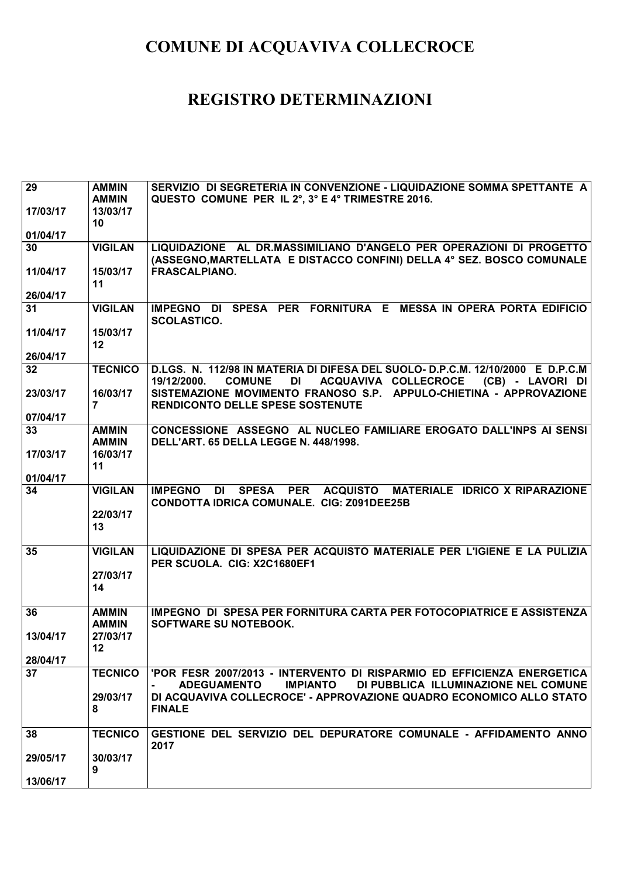# COMUNE DI ACQUAVIVA COLLECROCE

# REGISTRO DETERMINAZIONI

| | | |
|---|---|---|
| 29<br><br>17/03/17<br><br>01/04/17 | AMMIN<br>AMMIN<br>13/03/17<br>10 | SERVIZIO DI SEGRETERIA IN CONVENZIONE - LIQUIDAZIONE SOMMA SPETTANTE A QUESTO COMUNE PER IL 2°, 3° E 4° TRIMESTRE 2016. |
| 30<br><br>11/04/17<br><br>26/04/17 | VIGILAN<br><br>15/03/17<br>11 | LIQUIDAZIONE AL DR.MASSIMILIANO D'ANGELO PER OPERAZIONI DI PROGETTO (ASSEGNO,MARTELLATA E DISTACCO CONFINI) DELLA 4° SEZ. BOSCO COMUNALE FRASCALPIANO. |
| 31<br><br>11/04/17<br><br>26/04/17 | VIGILAN<br><br>15/03/17<br>12 | IMPEGNO DI SPESA PER FORNITURA E MESSA IN OPERA PORTA EDIFICIO SCOLASTICO. |
| 32<br><br>23/03/17<br><br>07/04/17 | TECNICO<br><br>16/03/17<br>7 | D.LGS. N. 112/98 IN MATERIA DI DIFESA DEL SUOLO- D.P.C.M. 12/10/2000 E D.P.C.M 19/12/2000. COMUNE DI ACQUAVIVA COLLECROCE (CB) - LAVORI DI SISTEMAZIONE MOVIMENTO FRANOSO S.P. APPULO-CHIETINA - APPROVAZIONE RENDICONTO DELLE SPESE SOSTENUTE |
| 33<br><br>17/03/17<br><br>01/04/17 | AMMIN<br>AMMIN<br>16/03/17<br>11 | CONCESSIONE ASSEGNO AL NUCLEO FAMILIARE EROGATO DALL'INPS AI SENSI DELL'ART. 65 DELLA LEGGE N. 448/1998. |
| 34 | VIGILAN<br><br>22/03/17<br>13 | IMPEGNO DI SPESA PER ACQUISTO MATERIALE IDRICO X RIPARAZIONE CONDOTTA IDRICA COMUNALE. CIG: Z091DEE25B |
| 35 | VIGILAN<br><br>27/03/17<br>14 | LIQUIDAZIONE DI SPESA PER ACQUISTO MATERIALE PER L'IGIENE E LA PULIZIA PER SCUOLA. CIG: X2C1680EF1 |
| 36<br><br>13/04/17<br><br>28/04/17 | AMMIN<br>AMMIN<br>27/03/17<br>12 | IMPEGNO DI SPESA PER FORNITURA CARTA PER FOTOCOPIATRICE E ASSISTENZA SOFTWARE SU NOTEBOOK. |
| 37 | TECNICO<br><br>29/03/17<br>8 | 'POR FESR 2007/2013 - INTERVENTO DI RISPARMIO ED EFFICIENZA ENERGETICA - ADEGUAMENTO IMPIANTO DI PUBBLICA ILLUMINAZIONE NEL COMUNE DI ACQUAVIVA COLLECROCE' - APPROVAZIONE QUADRO ECONOMICO ALLO STATO FINALE |
| 38<br><br>29/05/17<br><br>13/06/17 | TECNICO<br><br>30/03/17<br>9 | GESTIONE DEL SERVIZIO DEL DEPURATORE COMUNALE - AFFIDAMENTO ANNO 2017 |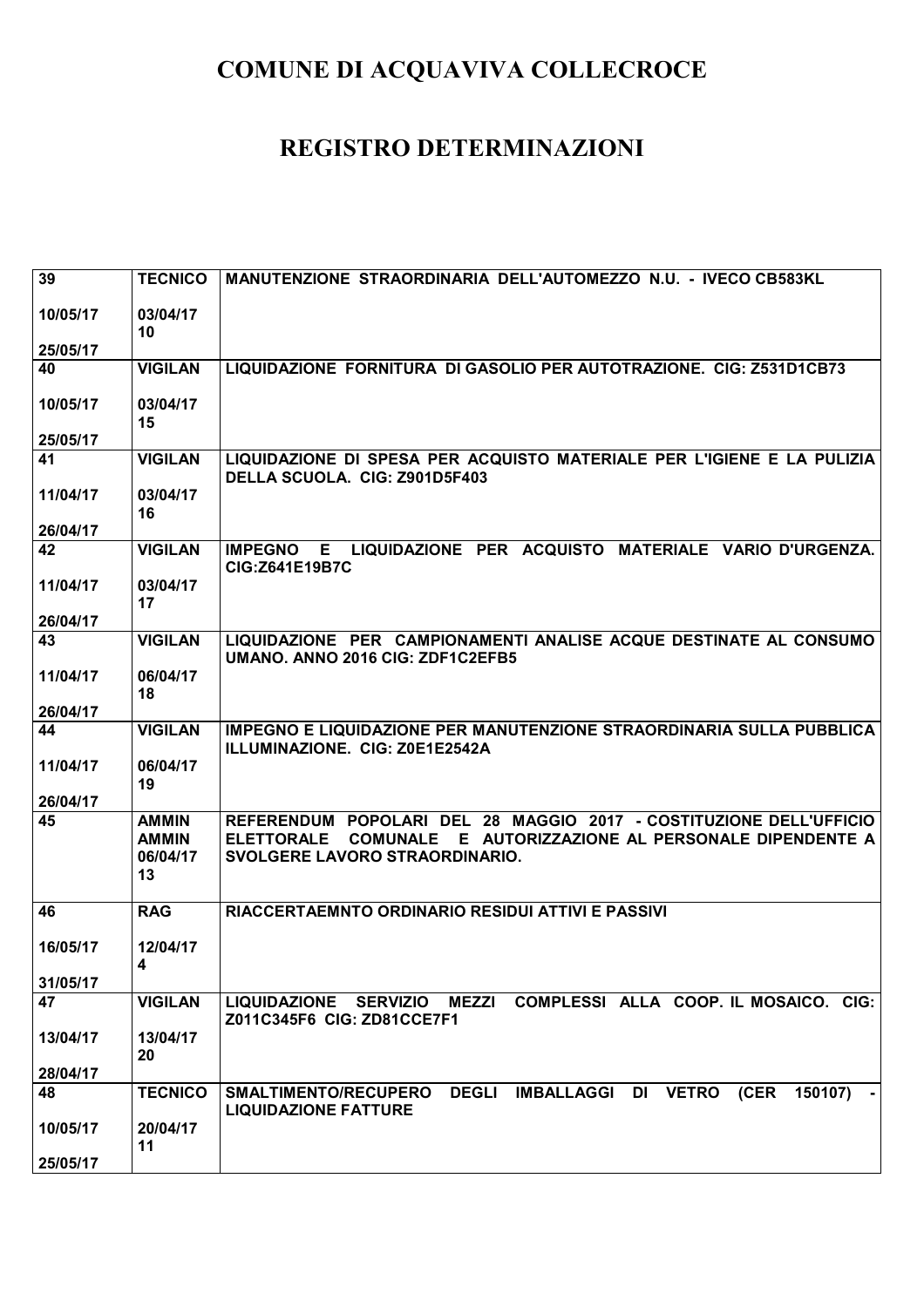# COMUNE DI ACQUAVIVA COLLECROCE

# REGISTRO DETERMINAZIONI

| | | |
|---|---|---|
| 39<br><br>10/05/17<br><br>25/05/17 | TECNICO<br><br>03/04/17<br>10 | MANUTENZIONE STRAORDINARIA DELL'AUTOMEZZO N.U. - IVECO CB583KL |
| 40<br><br>10/05/17<br><br>25/05/17 | VIGILAN<br><br>03/04/17<br>15 | LIQUIDAZIONE FORNITURA DI GASOLIO PER AUTOTRAZIONE. CIG: Z531D1CB73 |
| 41<br><br>11/04/17<br><br>26/04/17 | VIGILAN<br><br>03/04/17<br>16 | LIQUIDAZIONE DI SPESA PER ACQUISTO MATERIALE PER L'IGIENE E LA PULIZIA DELLA SCUOLA. CIG: Z901D5F403 |
| 42<br><br>11/04/17<br><br>26/04/17 | VIGILAN<br><br>03/04/17<br>17 | IMPEGNO E LIQUIDAZIONE PER ACQUISTO MATERIALE VARIO D'URGENZA. CIG:Z641E19B7C |
| 43<br><br>11/04/17<br><br>26/04/17 | VIGILAN<br><br>06/04/17<br>18 | LIQUIDAZIONE PER CAMPIONAMENTI ANALISE ACQUE DESTINATE AL CONSUMO UMANO. ANNO 2016 CIG: ZDF1C2EFB5 |
| 44<br><br>11/04/17<br><br>26/04/17 | VIGILAN<br><br>06/04/17<br>19 | IMPEGNO E LIQUIDAZIONE PER MANUTENZIONE STRAORDINARIA SULLA PUBBLICA ILLUMINAZIONE. CIG: Z0E1E2542A |
| 45 | AMMIN<br>AMMIN<br>06/04/17<br>13 | REFERENDUM POPOLARI DEL 28 MAGGIO 2017 - COSTITUZIONE DELL'UFFICIO ELETTORALE COMUNALE E AUTORIZZAZIONE AL PERSONALE DIPENDENTE A SVOLGERE LAVORO STRAORDINARIO. |
| 46<br><br>16/05/17<br><br>31/05/17 | RAG<br><br>12/04/17<br>4 | RIACCERTAEMNTO ORDINARIO RESIDUI ATTIVI E PASSIVI |
| 47<br><br>13/04/17<br><br>28/04/17 | VIGILAN<br><br>13/04/17<br>20 | LIQUIDAZIONE SERVIZIO MEZZI COMPLESSI ALLA COOP. IL MOSAICO. CIG: Z011C345F6 CIG: ZD81CCE7F1 |
| 48<br><br>10/05/17<br><br>25/05/17 | TECNICO<br><br>20/04/17<br>11 | SMALTIMENTO/RECUPERO DEGLI IMBALLAGGI DI VETRO (CER 150107) - LIQUIDAZIONE FATTURE |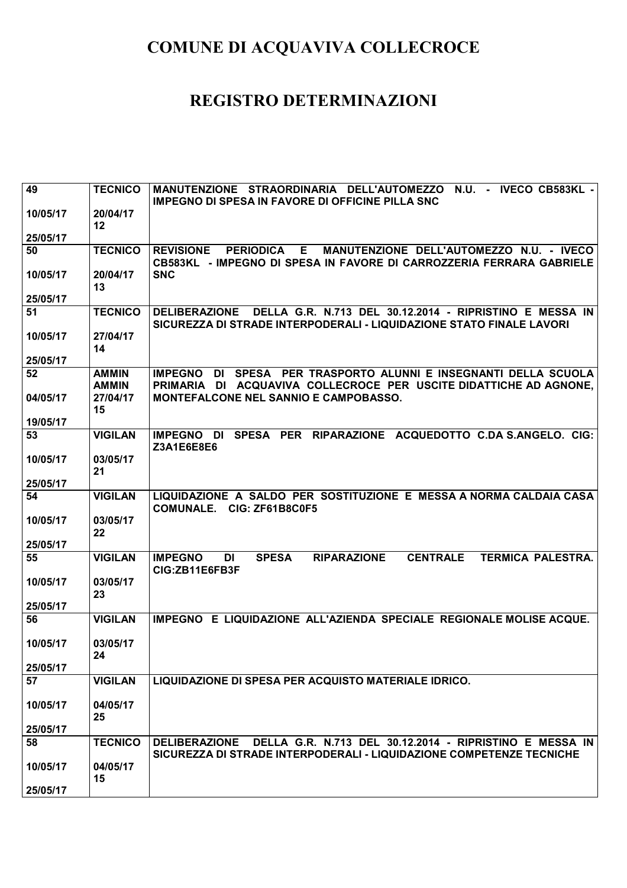# COMUNE DI ACQUAVIVA COLLECROCE

# REGISTRO DETERMINAZIONI

| | | |
|---|---|---|
| 49<br>10/05/17<br>25/05/17 | TECNICO<br>20/04/17<br>12 | MANUTENZIONE STRAORDINARIA DELL'AUTOMEZZO N.U. - IVECO CB583KL - IMPEGNO DI SPESA IN FAVORE DI OFFICINE PILLA SNC |
| 50<br>10/05/17<br>25/05/17 | TECNICO<br>20/04/17<br>13 | REVISIONE PERIODICA E MANUTENZIONE DELL'AUTOMEZZO N.U. - IVECO CB583KL - IMPEGNO DI SPESA IN FAVORE DI CARROZZERIA FERRARA GABRIELE SNC |
| 51<br>10/05/17<br>25/05/17 | TECNICO<br>27/04/17<br>14 | DELIBERAZIONE DELLA G.R. N.713 DEL 30.12.2014 - RIPRISTINO E MESSA IN SICUREZZA DI STRADE INTERPODERALI - LIQUIDAZIONE STATO FINALE LAVORI |
| 52<br>04/05/17<br>19/05/17 | AMMIN<br>AMMIN<br>27/04/17<br>15 | IMPEGNO DI SPESA PER TRASPORTO ALUNNI E INSEGNANTI DELLA SCUOLA PRIMARIA DI ACQUAVIVA COLLECROCE PER USCITE DIDATTICHE AD AGNONE, MONTEFALCONE NEL SANNIO E CAMPOBASSO. |
| 53<br>10/05/17<br>25/05/17 | VIGILAN<br>03/05/17<br>21 | IMPEGNO DI SPESA PER RIPARAZIONE ACQUEDOTTO C.DA S.ANGELO. CIG: Z3A1E6E8E6 |
| 54<br>10/05/17<br>25/05/17 | VIGILAN<br>03/05/17<br>22 | LIQUIDAZIONE A SALDO PER SOSTITUZIONE E MESSA A NORMA CALDAIA CASA COMUNALE. CIG: ZF61B8C0F5 |
| 55<br>10/05/17<br>25/05/17 | VIGILAN<br>03/05/17<br>23 | IMPEGNO DI SPESA RIPARAZIONE CENTRALE TERMICA PALESTRA. CIG:ZB11E6FB3F |
| 56<br>10/05/17<br>25/05/17 | VIGILAN<br>03/05/17<br>24 | IMPEGNO E LIQUIDAZIONE ALL'AZIENDA SPECIALE REGIONALE MOLISE ACQUE. |
| 57<br>10/05/17<br>25/05/17 | VIGILAN<br>04/05/17<br>25 | LIQUIDAZIONE DI SPESA PER ACQUISTO MATERIALE IDRICO. |
| 58<br>10/05/17<br>25/05/17 | TECNICO<br>04/05/17<br>15 | DELIBERAZIONE DELLA G.R. N.713 DEL 30.12.2014 - RIPRISTINO E MESSA IN SICUREZZA DI STRADE INTERPODERALI - LIQUIDAZIONE COMPETENZE TECNICHE |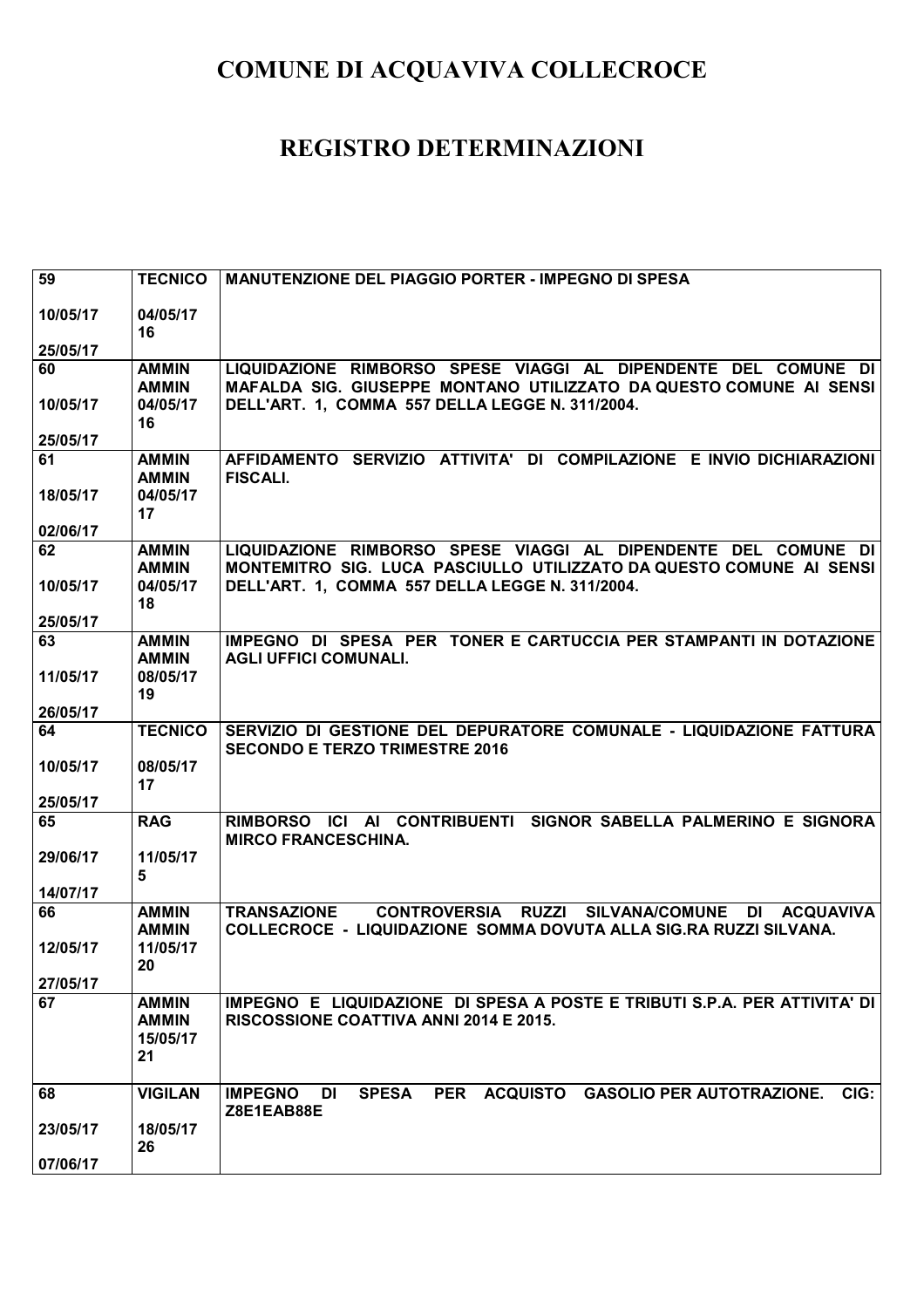# COMUNE DI ACQUAVIVA COLLECROCE

# REGISTRO DETERMINAZIONI

| | | |
|---|---|---|
| 59<br>10/05/17<br>25/05/17 | TECNICO<br>04/05/17<br>16 | MANUTENZIONE DEL PIAGGIO PORTER - IMPEGNO DI SPESA |
| 60<br>10/05/17<br>25/05/17 | AMMIN<br>AMMIN<br>04/05/17<br>16 | LIQUIDAZIONE RIMBORSO SPESE VIAGGI AL DIPENDENTE DEL COMUNE DI MAFALDA SIG. GIUSEPPE MONTANO UTILIZZATO DA QUESTO COMUNE AI SENSI DELL'ART. 1, COMMA 557 DELLA LEGGE N. 311/2004. |
| 61<br>18/05/17<br>02/06/17 | AMMIN<br>AMMIN<br>04/05/17<br>17 | AFFIDAMENTO SERVIZIO ATTIVITA' DI COMPILAZIONE E INVIO DICHIARAZIONI FISCALI. |
| 62<br>10/05/17<br>25/05/17 | AMMIN<br>AMMIN<br>04/05/17<br>18 | LIQUIDAZIONE RIMBORSO SPESE VIAGGI AL DIPENDENTE DEL COMUNE DI MONTEMITRO SIG. LUCA PASCIULLO UTILIZZATO DA QUESTO COMUNE AI SENSI DELL'ART. 1, COMMA 557 DELLA LEGGE N. 311/2004. |
| 63<br>11/05/17<br>26/05/17 | AMMIN<br>AMMIN<br>08/05/17<br>19 | IMPEGNO DI SPESA PER TONER E CARTUCCIA PER STAMPANTI IN DOTAZIONE AGLI UFFICI COMUNALI. |
| 64<br>10/05/17<br>25/05/17 | TECNICO<br>08/05/17<br>17 | SERVIZIO DI GESTIONE DEL DEPURATORE COMUNALE - LIQUIDAZIONE FATTURA SECONDO E TERZO TRIMESTRE 2016 |
| 65<br>29/06/17<br>14/07/17 | RAG<br>11/05/17<br>5 | RIMBORSO ICI AI CONTRIBUENTI SIGNOR SABELLA PALMERINO E SIGNORA MIRCO FRANCESCHINA. |
| 66<br>12/05/17<br>27/05/17 | AMMIN<br>AMMIN<br>11/05/17<br>20 | TRANSAZIONE CONTROVERSIA RUZZI SILVANA/COMUNE DI ACQUAVIVA COLLECROCE - LIQUIDAZIONE SOMMA DOVUTA ALLA SIG.RA RUZZI SILVANA. |
| 67 | AMMIN<br>AMMIN<br>15/05/17<br>21 | IMPEGNO E LIQUIDAZIONE DI SPESA A POSTE E TRIBUTI S.P.A. PER ATTIVITA' DI RISCOSSIONE COATTIVA ANNI 2014 E 2015. |
| 68<br>23/05/17<br>07/06/17 | VIGILAN<br>18/05/17<br>26 | IMPEGNO DI SPESA PER ACQUISTO GASOLIO PER AUTOTRAZIONE. CIG: Z8E1EAB88E |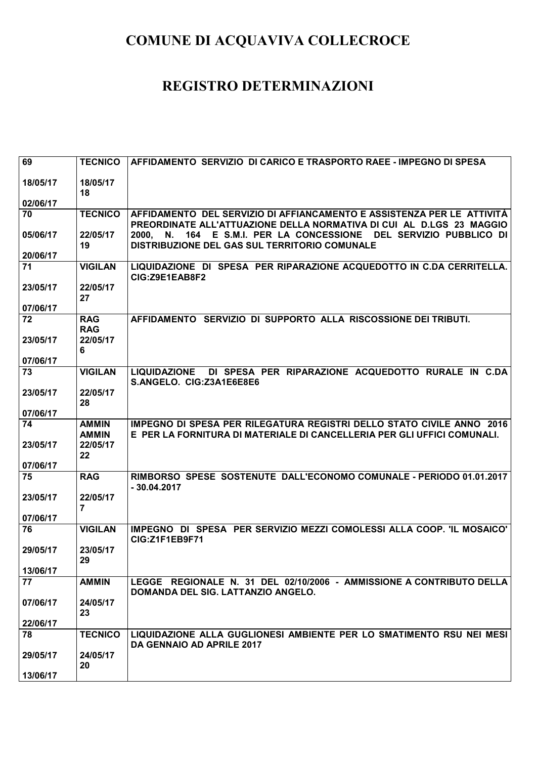# COMUNE DI ACQUAVIVA COLLECROCE

# REGISTRO DETERMINAZIONI

| | | |
|---|---|---|
| 69<br><br>18/05/17<br><br>02/06/17 | TECNICO<br><br>18/05/17<br>18 | AFFIDAMENTO SERVIZIO DI CARICO E TRASPORTO RAEE - IMPEGNO DI SPESA |
| 70<br><br>05/06/17<br><br>20/06/17 | TECNICO<br><br>22/05/17<br>19 | AFFIDAMENTO DEL SERVIZIO DI AFFIANCAMENTO E ASSISTENZA PER LE ATTIVITÀ PREORDINATE ALL'ATTUAZIONE DELLA NORMATIVA DI CUI AL D.LGS 23 MAGGIO 2000, N. 164 E S.M.I. PER LA CONCESSIONE DEL SERVIZIO PUBBLICO DI DISTRIBUZIONE DEL GAS SUL TERRITORIO COMUNALE |
| 71<br><br>23/05/17<br><br>07/06/17 | VIGILAN<br><br>22/05/17<br>27 | LIQUIDAZIONE DI SPESA PER RIPARAZIONE ACQUEDOTTO IN C.DA CERRITELLA. CIG:Z9E1EAB8F2 |
| 72<br><br>23/05/17<br><br>07/06/17 | RAG<br>RAG<br>22/05/17<br>6 | AFFIDAMENTO SERVIZIO DI SUPPORTO ALLA RISCOSSIONE DEI TRIBUTI. |
| 73<br><br>23/05/17<br><br>07/06/17 | VIGILAN<br><br>22/05/17<br>28 | LIQUIDAZIONE DI SPESA PER RIPARAZIONE ACQUEDOTTO RURALE IN C.DA S.ANGELO. CIG:Z3A1E6E8E6 |
| 74<br><br>23/05/17<br><br>07/06/17 | AMMIN<br>AMMIN<br>22/05/17<br>22 | IMPEGNO DI SPESA PER RILEGATURA REGISTRI DELLO STATO CIVILE ANNO 2016 E PER LA FORNITURA DI MATERIALE DI CANCELLERIA PER GLI UFFICI COMUNALI. |
| 75<br><br>23/05/17<br><br>07/06/17 | RAG<br><br>22/05/17<br>7 | RIMBORSO SPESE SOSTENUTE DALL'ECONOMO COMUNALE - PERIODO 01.01.2017 - 30.04.2017 |
| 76<br><br>29/05/17<br><br>13/06/17 | VIGILAN<br><br>23/05/17<br>29 | IMPEGNO DI SPESA PER SERVIZIO MEZZI COMOLESSI ALLA COOP. 'IL MOSAICO' CIG:Z1F1EB9F71 |
| 77<br><br>07/06/17<br><br>22/06/17 | AMMIN<br><br>24/05/17<br>23 | LEGGE REGIONALE N. 31 DEL 02/10/2006 - AMMISSIONE A CONTRIBUTO DELLA DOMANDA DEL SIG. LATTANZIO ANGELO. |
| 78<br><br>29/05/17<br><br>13/06/17 | TECNICO<br><br>24/05/17<br>20 | LIQUIDAZIONE ALLA GUGLIONESI AMBIENTE PER LO SMATIMENTO RSU NEI MESI DA GENNAIO AD APRILE 2017 |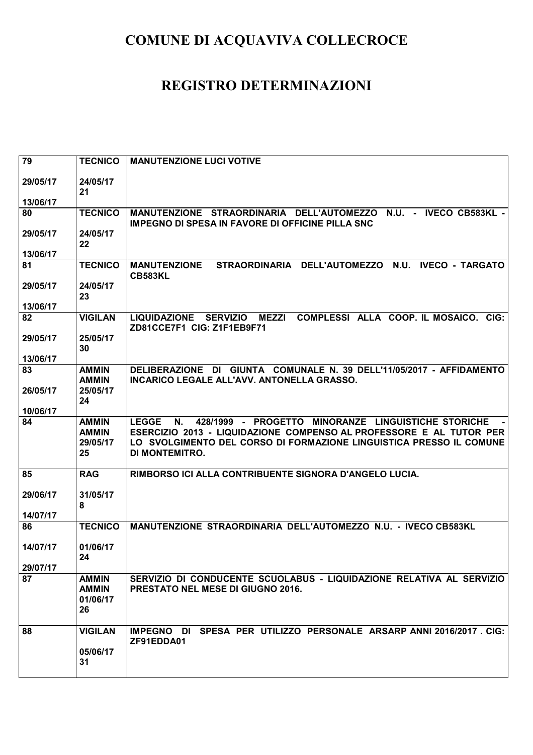# COMUNE DI ACQUAVIVA COLLECROCE

# REGISTRO DETERMINAZIONI

| | | |
|---|---|---|
| 79<br><br>29/05/17<br><br>13/06/17 | TECNICO<br><br>24/05/17<br>21 | MANUTENZIONE LUCI VOTIVE |
| 80<br><br>29/05/17<br><br>13/06/17 | TECNICO<br><br>24/05/17<br>22 | MANUTENZIONE STRAORDINARIA DELL'AUTOMEZZO N.U. - IVECO CB583KL - IMPEGNO DI SPESA IN FAVORE DI OFFICINE PILLA SNC |
| 81<br><br>29/05/17<br><br>13/06/17 | TECNICO<br><br>24/05/17<br>23 | MANUTENZIONE STRAORDINARIA DELL'AUTOMEZZO N.U. IVECO - TARGATO CB583KL |
| 82<br><br>29/05/17<br><br>13/06/17 | VIGILAN<br><br>25/05/17<br>30 | LIQUIDAZIONE SERVIZIO MEZZI COMPLESSI ALLA COOP. IL MOSAICO. CIG: ZD81CCE7F1 CIG: Z1F1EB9F71 |
| 83<br><br>26/05/17<br><br>10/06/17 | AMMIN<br>AMMIN<br>25/05/17<br>24 | DELIBERAZIONE DI GIUNTA COMUNALE N. 39 DELL'11/05/2017 - AFFIDAMENTO INCARICO LEGALE ALL'AVV. ANTONELLA GRASSO. |
| 84 | AMMIN<br>AMMIN<br>29/05/17<br>25 | LEGGE N. 428/1999 - PROGETTO MINORANZE LINGUISTICHE STORICHE - ESERCIZIO 2013 - LIQUIDAZIONE COMPENSO AL PROFESSORE E AL TUTOR PER LO SVOLGIMENTO DEL CORSO DI FORMAZIONE LINGUISTICA PRESSO IL COMUNE DI MONTEMITRO. |
| 85<br><br>29/06/17<br><br>14/07/17 | RAG<br><br>31/05/17<br>8 | RIMBORSO ICI ALLA CONTRIBUENTE SIGNORA D'ANGELO LUCIA. |
| 86<br><br>14/07/17<br><br>29/07/17 | TECNICO<br><br>01/06/17<br>24 | MANUTENZIONE STRAORDINARIA DELL'AUTOMEZZO N.U. - IVECO CB583KL |
| 87 | AMMIN<br>AMMIN<br>01/06/17<br>26 | SERVIZIO DI CONDUCENTE SCUOLABUS - LIQUIDAZIONE RELATIVA AL SERVIZIO PRESTATO NEL MESE DI GIUGNO 2016. |
| 88 | VIGILAN<br><br>05/06/17<br>31 | IMPEGNO DI SPESA PER UTILIZZO PERSONALE ARSARP ANNI 2016/2017 . CIG: ZF91EDDA01 |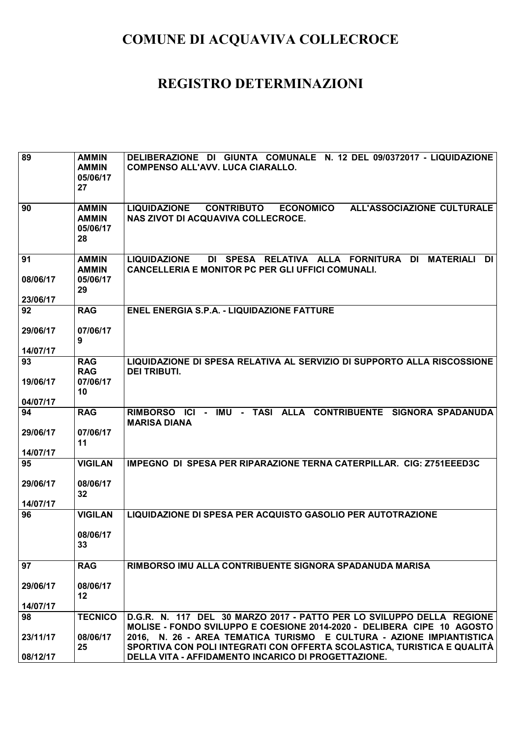# COMUNE DI ACQUAVIVA COLLECROCE

# REGISTRO DETERMINAZIONI

| | | |
|---|---|---|
| 89 | AMMIN<br>AMMIN<br>05/06/17<br>27 | DELIBERAZIONE DI GIUNTA COMUNALE N. 12 DEL 09/0372017 - LIQUIDAZIONE COMPENSO ALL'AVV. LUCA CIARALLO. |
| 90 | AMMIN<br>AMMIN<br>05/06/17<br>28 | LIQUIDAZIONE CONTRIBUTO ECONOMICO ALL'ASSOCIAZIONE CULTURALE NAS ZIVOT DI ACQUAVIVA COLLECROCE. |
| 91<br>08/06/17<br>23/06/17 | AMMIN<br>AMMIN<br>05/06/17<br>29 | LIQUIDAZIONE DI SPESA RELATIVA ALLA FORNITURA DI MATERIALI DI CANCELLERIA E MONITOR PC PER GLI UFFICI COMUNALI. |
| 92<br>29/06/17<br>14/07/17 | RAG<br>07/06/17<br>9 | ENEL ENERGIA S.P.A. - LIQUIDAZIONE FATTURE |
| 93<br>19/06/17<br>04/07/17 | RAG<br>RAG<br>07/06/17<br>10 | LIQUIDAZIONE DI SPESA RELATIVA AL SERVIZIO DI SUPPORTO ALLA RISCOSSIONE DEI TRIBUTI. |
| 94<br>29/06/17<br>14/07/17 | RAG<br>07/06/17<br>11 | RIMBORSO ICI - IMU - TASI ALLA CONTRIBUENTE SIGNORA SPADANUDA MARISA DIANA |
| 95<br>29/06/17<br>14/07/17 | VIGILAN<br>08/06/17<br>32 | IMPEGNO DI SPESA PER RIPARAZIONE TERNA CATERPILLAR. CIG: Z751EEED3C |
| 96 | VIGILAN<br>08/06/17<br>33 | LIQUIDAZIONE DI SPESA PER ACQUISTO GASOLIO PER AUTOTRAZIONE |
| 97<br>29/06/17<br>14/07/17 | RAG<br>08/06/17<br>12 | RIMBORSO IMU ALLA CONTRIBUENTE SIGNORA SPADANUDA MARISA |
| 98<br>23/11/17<br>08/12/17 | TECNICO<br>08/06/17<br>25 | D.G.R. N. 117 DEL 30 MARZO 2017 - PATTO PER LO SVILUPPO DELLA REGIONE MOLISE - FONDO SVILUPPO E COESIONE 2014-2020 - DELIBERA CIPE 10 AGOSTO 2016, N. 26 - AREA TEMATICA TURISMO E CULTURA - AZIONE IMPIANTISTICA SPORTIVA CON POLI INTEGRATI CON OFFERTA SCOLASTICA, TURISTICA E QUALITÀ DELLA VITA - AFFIDAMENTO INCARICO DI PROGETTAZIONE. |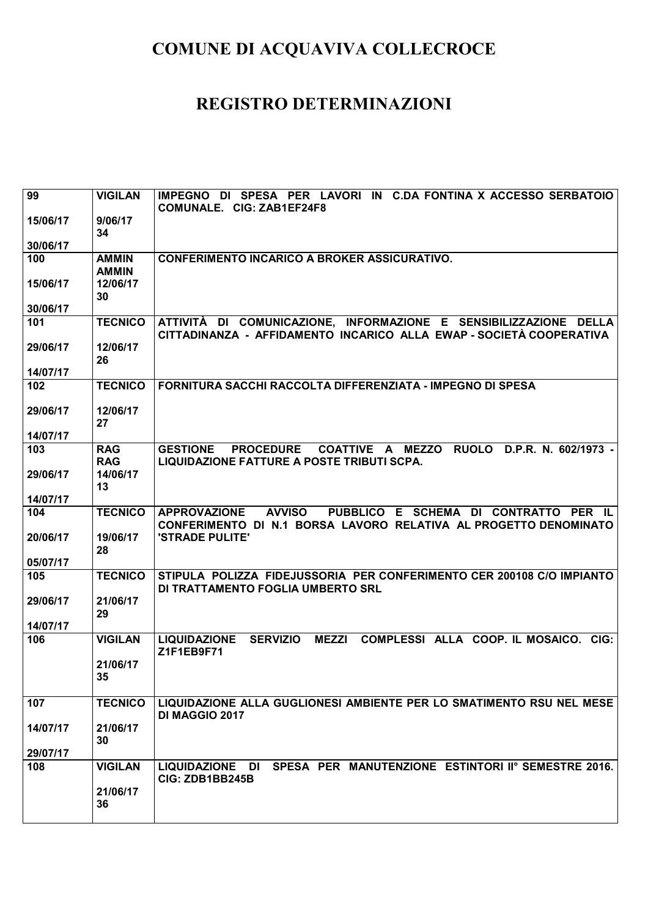# COMUNE DI ACQUAVIVA COLLECROCE

# REGISTRO DETERMINAZIONI

| | | |
|---|---|---|
| 99<br>15/06/17<br>30/06/17 | VIGILAN<br>9/06/17<br>34 | IMPEGNO DI SPESA PER LAVORI IN C.DA FONTINA X ACCESSO SERBATOIO COMUNALE. CIG: ZAB1EF24F8 |
| 100<br>15/06/17<br>30/06/17 | AMMIN<br>AMMIN<br>12/06/17<br>30 | CONFERIMENTO INCARICO A BROKER ASSICURATIVO. |
| 101<br>29/06/17<br>14/07/17 | TECNICO<br>12/06/17<br>26 | ATTIVITÀ DI COMUNICAZIONE, INFORMAZIONE E SENSIBILIZZAZIONE DELLA CITTADINANZA - AFFIDAMENTO INCARICO ALLA EWAP - SOCIETÀ COOPERATIVA |
| 102<br>29/06/17<br>14/07/17 | TECNICO<br>12/06/17<br>27 | FORNITURA SACCHI RACCOLTA DIFFERENZIATA - IMPEGNO DI SPESA |
| 103<br>29/06/17<br>14/07/17 | RAG<br>RAG<br>14/06/17<br>13 | GESTIONE PROCEDURE COATTIVE A MEZZO RUOLO D.P.R. N. 602/1973 - LIQUIDAZIONE FATTURE A POSTE TRIBUTI SCPA. |
| 104<br>20/06/17<br>05/07/17 | TECNICO<br>19/06/17<br>28 | APPROVAZIONE AVVISO PUBBLICO E SCHEMA DI CONTRATTO PER IL CONFERIMENTO DI N.1 BORSA LAVORO RELATIVA AL PROGETTO DENOMINATO 'STRADE PULITE' |
| 105<br>29/06/17<br>14/07/17 | TECNICO<br>21/06/17<br>29 | STIPULA POLIZZA FIDEJUSSORIA PER CONFERIMENTO CER 200108 C/O IMPIANTO DI TRATTAMENTO FOGLIA UMBERTO SRL |
| 106 | VIGILAN<br>21/06/17<br>35 | LIQUIDAZIONE SERVIZIO MEZZI COMPLESSI ALLA COOP. IL MOSAICO. CIG: Z1F1EB9F71 |
| 107<br>14/07/17<br>29/07/17 | TECNICO<br>21/06/17<br>30 | LIQUIDAZIONE ALLA GUGLIONESI AMBIENTE PER LO SMATIMENTO RSU NEL MESE DI MAGGIO 2017 |
| 108 | VIGILAN<br>21/06/17<br>36 | LIQUIDAZIONE DI SPESA PER MANUTENZIONE ESTINTORI II° SEMESTRE 2016. CIG: ZDB1BB245B |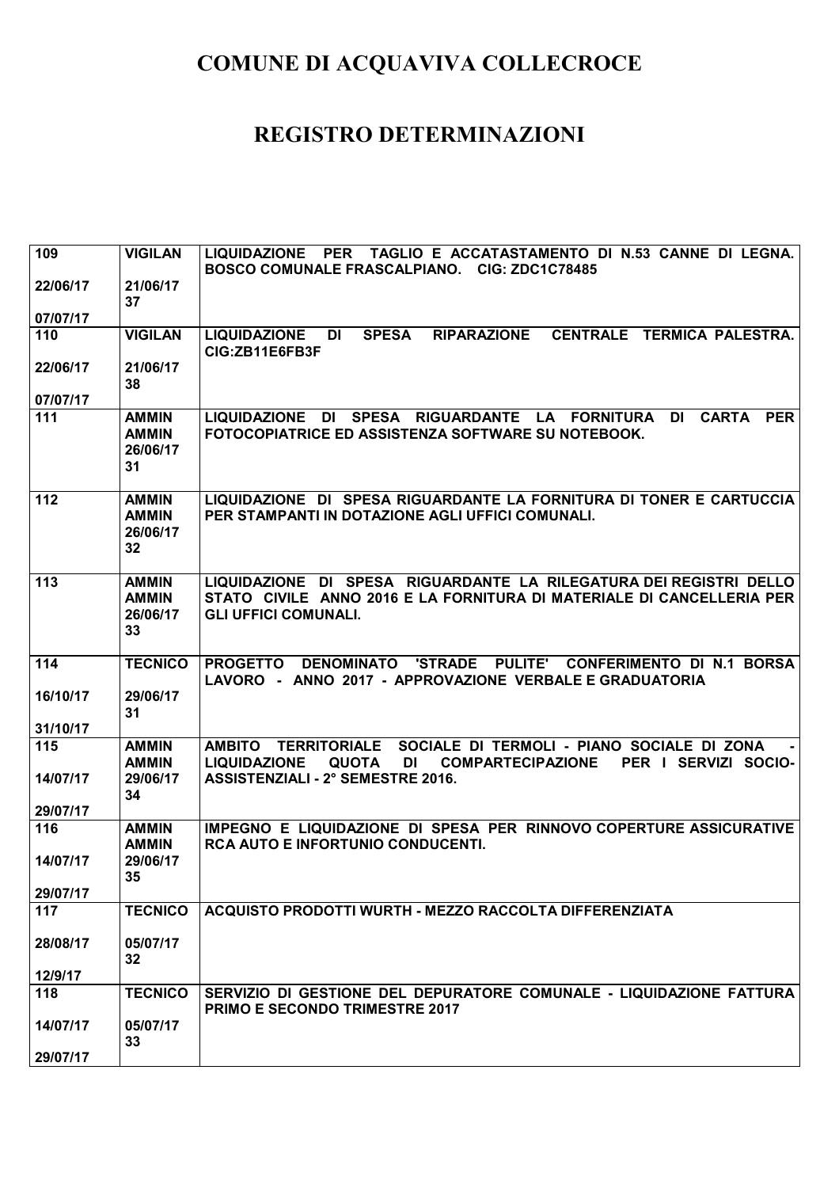# COMUNE DI ACQUAVIVA COLLECROCE

## REGISTRO DETERMINAZIONI

| | | |
|---|---|---|
| 109<br><br>22/06/17<br><br>07/07/17 | VIGILAN<br><br>21/06/17<br>37 | LIQUIDAZIONE PER TAGLIO E ACCATASTAMENTO DI N.53 CANNE DI LEGNA. BOSCO COMUNALE FRASCALPIANO. CIG: ZDC1C78485 |
| 110<br><br>22/06/17<br><br>07/07/17 | VIGILAN<br><br>21/06/17<br>38 | LIQUIDAZIONE DI SPESA RIPARAZIONE CENTRALE TERMICA PALESTRA. CIG:ZB11E6FB3F |
| 111 | AMMIN<br>AMMIN<br>26/06/17<br>31 | LIQUIDAZIONE DI SPESA RIGUARDANTE LA FORNITURA DI CARTA PER FOTOCOPIATRICE ED ASSISTENZA SOFTWARE SU NOTEBOOK. |
| 112 | AMMIN<br>AMMIN<br>26/06/17<br>32 | LIQUIDAZIONE DI SPESA RIGUARDANTE LA FORNITURA DI TONER E CARTUCCIA PER STAMPANTI IN DOTAZIONE AGLI UFFICI COMUNALI. |
| 113 | AMMIN<br>AMMIN<br>26/06/17<br>33 | LIQUIDAZIONE DI SPESA RIGUARDANTE LA RILEGATURA DEI REGISTRI DELLO STATO CIVILE ANNO 2016 E LA FORNITURA DI MATERIALE DI CANCELLERIA PER GLI UFFICI COMUNALI. |
| 114<br><br>16/10/17<br><br>31/10/17 | TECNICO<br><br>29/06/17<br>31 | PROGETTO DENOMINATO 'STRADE PULITE' CONFERIMENTO DI N.1 BORSA LAVORO - ANNO 2017 - APPROVAZIONE VERBALE E GRADUATORIA |
| 115<br><br>14/07/17<br><br>29/07/17 | AMMIN<br>AMMIN<br>29/06/17<br>34 | AMBITO TERRITORIALE SOCIALE DI TERMOLI - PIANO SOCIALE DI ZONA - LIQUIDAZIONE QUOTA DI COMPARTECIPAZIONE PER I SERVIZI SOCIO-ASSISTENZIALI - 2° SEMESTRE 2016. |
| 116<br><br>14/07/17<br><br>29/07/17 | AMMIN<br>AMMIN<br>29/06/17<br>35 | IMPEGNO E LIQUIDAZIONE DI SPESA PER RINNOVO COPERTURE ASSICURATIVE RCA AUTO E INFORTUNIO CONDUCENTI. |
| 117<br><br>28/08/17<br><br>12/9/17 | TECNICO<br><br>05/07/17<br>32 | ACQUISTO PRODOTTI WURTH - MEZZO RACCOLTA DIFFERENZIATA |
| 118<br><br>14/07/17<br><br>29/07/17 | TECNICO<br><br>05/07/17<br>33 | SERVIZIO DI GESTIONE DEL DEPURATORE COMUNALE - LIQUIDAZIONE FATTURA PRIMO E SECONDO TRIMESTRE 2017 |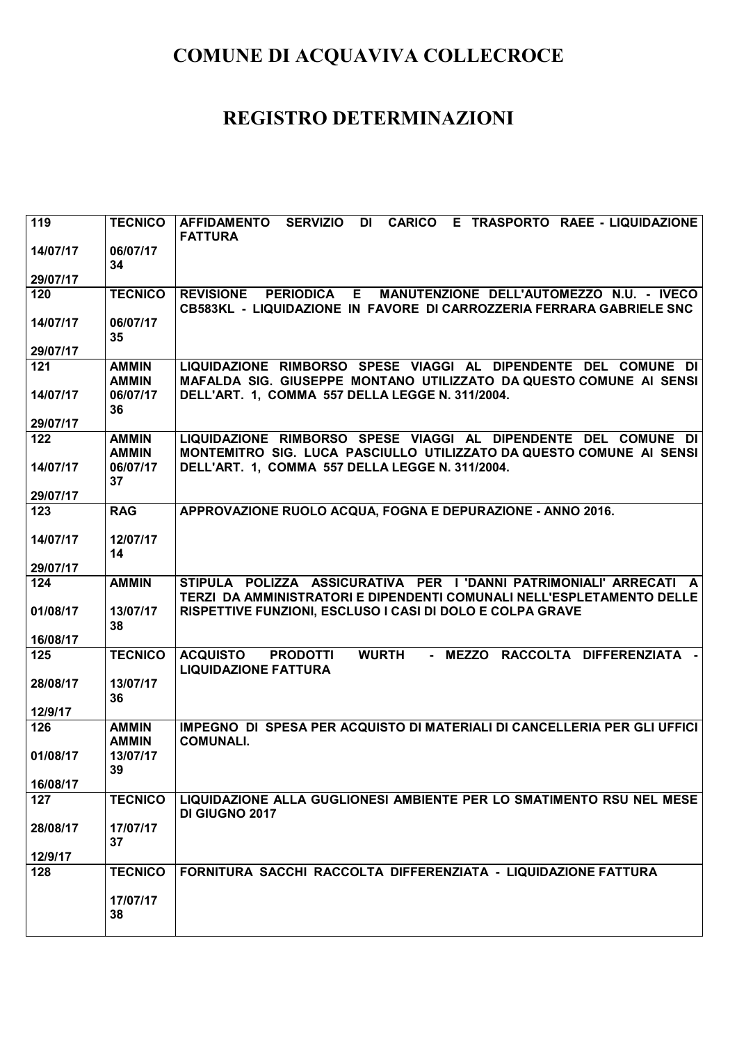# COMUNE DI ACQUAVIVA COLLECROCE

# REGISTRO DETERMINAZIONI

| | | |
|---|---|---|
| 119<br><br>14/07/17<br><br>29/07/17 | TECNICO<br><br>06/07/17<br>34 | AFFIDAMENTO SERVIZIO DI CARICO E TRASPORTO RAEE - LIQUIDAZIONE FATTURA |
| 120<br><br>14/07/17<br><br>29/07/17 | TECNICO<br><br>06/07/17<br>35 | REVISIONE PERIODICA E MANUTENZIONE DELL'AUTOMEZZO N.U. - IVECO CB583KL - LIQUIDAZIONE IN FAVORE DI CARROZZERIA FERRARA GABRIELE SNC |
| 121<br><br>14/07/17<br><br>29/07/17 | AMMIN<br>AMMIN<br>06/07/17<br>36 | LIQUIDAZIONE RIMBORSO SPESE VIAGGI AL DIPENDENTE DEL COMUNE DI MAFALDA SIG. GIUSEPPE MONTANO UTILIZZATO DA QUESTO COMUNE AI SENSI DELL'ART. 1, COMMA 557 DELLA LEGGE N. 311/2004. |
| 122<br><br>14/07/17<br><br>29/07/17 | AMMIN<br>AMMIN<br>06/07/17<br>37 | LIQUIDAZIONE RIMBORSO SPESE VIAGGI AL DIPENDENTE DEL COMUNE DI MONTEMITRO SIG. LUCA PASCIULLO UTILIZZATO DA QUESTO COMUNE AI SENSI DELL'ART. 1, COMMA 557 DELLA LEGGE N. 311/2004. |
| 123<br><br>14/07/17<br><br>29/07/17 | RAG<br><br>12/07/17<br>14 | APPROVAZIONE RUOLO ACQUA, FOGNA E DEPURAZIONE - ANNO 2016. |
| 124<br><br>01/08/17<br><br>16/08/17 | AMMIN<br><br>13/07/17<br>38 | STIPULA POLIZZA ASSICURATIVA PER I 'DANNI PATRIMONIALI' ARRECATI A TERZI DA AMMINISTRATORI E DIPENDENTI COMUNALI NELL'ESPLETAMENTO DELLE RISPETTIVE FUNZIONI, ESCLUSO I CASI DI DOLO E COLPA GRAVE |
| 125<br><br>28/08/17<br><br>12/9/17 | TECNICO<br><br>13/07/17<br>36 | ACQUISTO PRODOTTI WURTH - MEZZO RACCOLTA DIFFERENZIATA - LIQUIDAZIONE FATTURA |
| 126<br><br>01/08/17<br><br>16/08/17 | AMMIN<br>AMMIN<br>13/07/17<br>39 | IMPEGNO DI SPESA PER ACQUISTO DI MATERIALI DI CANCELLERIA PER GLI UFFICI COMUNALI. |
| 127<br><br>28/08/17<br><br>12/9/17 | TECNICO<br><br>17/07/17<br>37 | LIQUIDAZIONE ALLA GUGLIONESI AMBIENTE PER LO SMATIMENTO RSU NEL MESE DI GIUGNO 2017 |
| 128 | TECNICO<br><br>17/07/17<br>38 | FORNITURA SACCHI RACCOLTA DIFFERENZIATA - LIQUIDAZIONE FATTURA |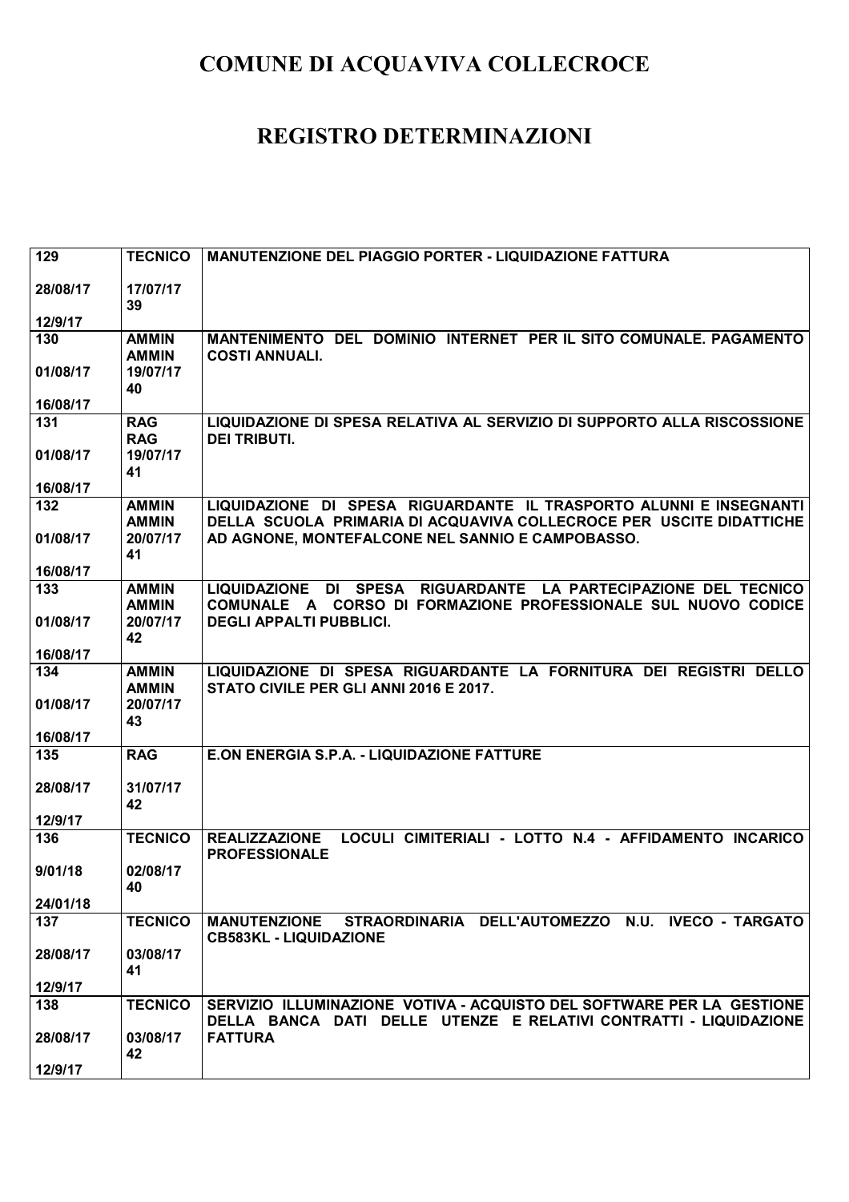# COMUNE DI ACQUAVIVA COLLECROCE

# REGISTRO DETERMINAZIONI

| | | |
|---|---|---|
| 129<br><br>28/08/17<br><br>12/9/17 | TECNICO<br><br>17/07/17<br>39 | MANUTENZIONE DEL PIAGGIO PORTER - LIQUIDAZIONE FATTURA |
| 130<br><br>01/08/17<br><br>16/08/17 | AMMIN<br>AMMIN<br>19/07/17<br>40 | MANTENIMENTO DEL DOMINIO INTERNET PER IL SITO COMUNALE. PAGAMENTO COSTI ANNUALI. |
| 131<br><br>01/08/17<br><br>16/08/17 | RAG<br>RAG<br>19/07/17<br>41 | LIQUIDAZIONE DI SPESA RELATIVA AL SERVIZIO DI SUPPORTO ALLA RISCOSSIONE DEI TRIBUTI. |
| 132<br><br>01/08/17<br><br>16/08/17 | AMMIN<br>AMMIN<br>20/07/17<br>41 | LIQUIDAZIONE DI SPESA RIGUARDANTE IL TRASPORTO ALUNNI E INSEGNANTI DELLA SCUOLA PRIMARIA DI ACQUAVIVA COLLECROCE PER USCITE DIDATTICHE AD AGNONE, MONTEFALCONE NEL SANNIO E CAMPOBASSO. |
| 133<br><br>01/08/17<br><br>16/08/17 | AMMIN<br>AMMIN<br>20/07/17<br>42 | LIQUIDAZIONE DI SPESA RIGUARDANTE LA PARTECIPAZIONE DEL TECNICO COMUNALE A CORSO DI FORMAZIONE PROFESSIONALE SUL NUOVO CODICE DEGLI APPALTI PUBBLICI. |
| 134<br><br>01/08/17<br><br>16/08/17 | AMMIN<br>AMMIN<br>20/07/17<br>43 | LIQUIDAZIONE DI SPESA RIGUARDANTE LA FORNITURA DEI REGISTRI DELLO STATO CIVILE PER GLI ANNI 2016 E 2017. |
| 135<br><br>28/08/17<br><br>12/9/17 | RAG<br><br>31/07/17<br>42 | E.ON ENERGIA S.P.A. - LIQUIDAZIONE FATTURE |
| 136<br><br>9/01/18<br><br>24/01/18 | TECNICO<br><br>02/08/17<br>40 | REALIZZAZIONE LOCULI CIMITERIALI - LOTTO N.4 - AFFIDAMENTO INCARICO PROFESSIONALE |
| 137<br><br>28/08/17<br><br>12/9/17 | TECNICO<br><br>03/08/17<br>41 | MANUTENZIONE STRAORDINARIA DELL'AUTOMEZZO N.U. IVECO - TARGATO CB583KL - LIQUIDAZIONE |
| 138<br><br>28/08/17<br><br>12/9/17 | TECNICO<br><br>03/08/17<br>42 | SERVIZIO ILLUMINAZIONE VOTIVA - ACQUISTO DEL SOFTWARE PER LA GESTIONE DELLA BANCA DATI DELLE UTENZE E RELATIVI CONTRATTI - LIQUIDAZIONE FATTURA |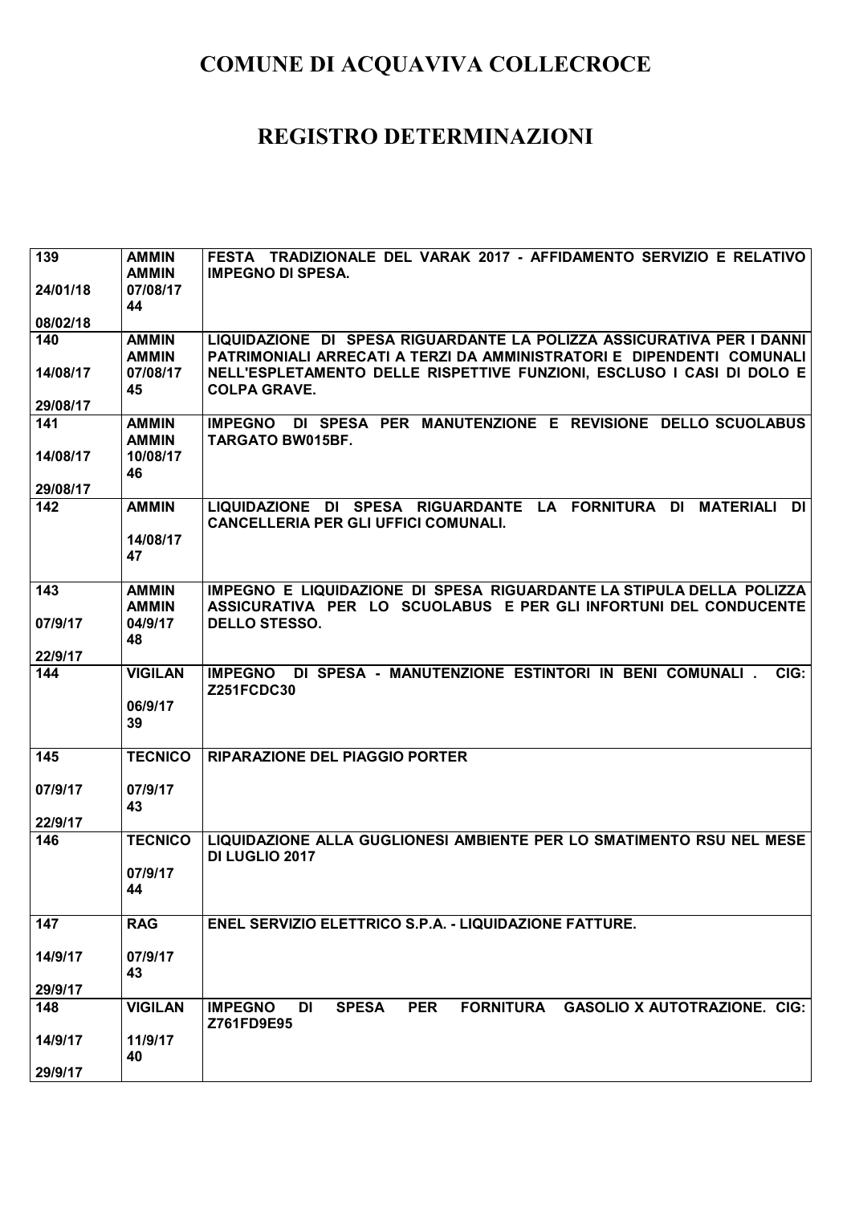# COMUNE DI ACQUAVIVA COLLECROCE

# REGISTRO DETERMINAZIONI

| | | |
|---|---|---|
| 139<br>24/01/18<br>08/02/18 | AMMIN<br>AMMIN<br>07/08/17<br>44 | FESTA TRADIZIONALE DEL VARAK 2017 - AFFIDAMENTO SERVIZIO E RELATIVO IMPEGNO DI SPESA. |
| 140<br>14/08/17<br>29/08/17 | AMMIN<br>AMMIN<br>07/08/17<br>45 | LIQUIDAZIONE DI SPESA RIGUARDANTE LA POLIZZA ASSICURATIVA PER I DANNI PATRIMONIALI ARRECATI A TERZI DA AMMINISTRATORI E DIPENDENTI COMUNALI NELL'ESPLETAMENTO DELLE RISPETTIVE FUNZIONI, ESCLUSO I CASI DI DOLO E COLPA GRAVE. |
| 141<br>14/08/17<br>29/08/17 | AMMIN<br>AMMIN<br>10/08/17<br>46 | IMPEGNO DI SPESA PER MANUTENZIONE E REVISIONE DELLO SCUOLABUS TARGATO BW015BF. |
| 142 | AMMIN<br>14/08/17<br>47 | LIQUIDAZIONE DI SPESA RIGUARDANTE LA FORNITURA DI MATERIALI DI CANCELLERIA PER GLI UFFICI COMUNALI. |
| 143<br>07/9/17<br>22/9/17 | AMMIN<br>AMMIN<br>04/9/17<br>48 | IMPEGNO E LIQUIDAZIONE DI SPESA RIGUARDANTE LA STIPULA DELLA POLIZZA ASSICURATIVA PER LO SCUOLABUS E PER GLI INFORTUNI DEL CONDUCENTE DELLO STESSO. |
| 144 | VIGILAN<br>06/9/17<br>39 | IMPEGNO DI SPESA - MANUTENZIONE ESTINTORI IN BENI COMUNALI . CIG: Z251FCDC30 |
| 145<br>07/9/17<br>22/9/17 | TECNICO<br>07/9/17<br>43 | RIPARAZIONE DEL PIAGGIO PORTER |
| 146 | TECNICO<br>07/9/17<br>44 | LIQUIDAZIONE ALLA GUGLIONESI AMBIENTE PER LO SMATIMENTO RSU NEL MESE DI LUGLIO 2017 |
| 147<br>14/9/17<br>29/9/17 | RAG<br>07/9/17<br>43 | ENEL SERVIZIO ELETTRICO S.P.A. - LIQUIDAZIONE FATTURE. |
| 148<br>14/9/17<br>29/9/17 | VIGILAN<br>11/9/17<br>40 | IMPEGNO DI SPESA PER FORNITURA GASOLIO X AUTOTRAZIONE. CIG: Z761FD9E95 |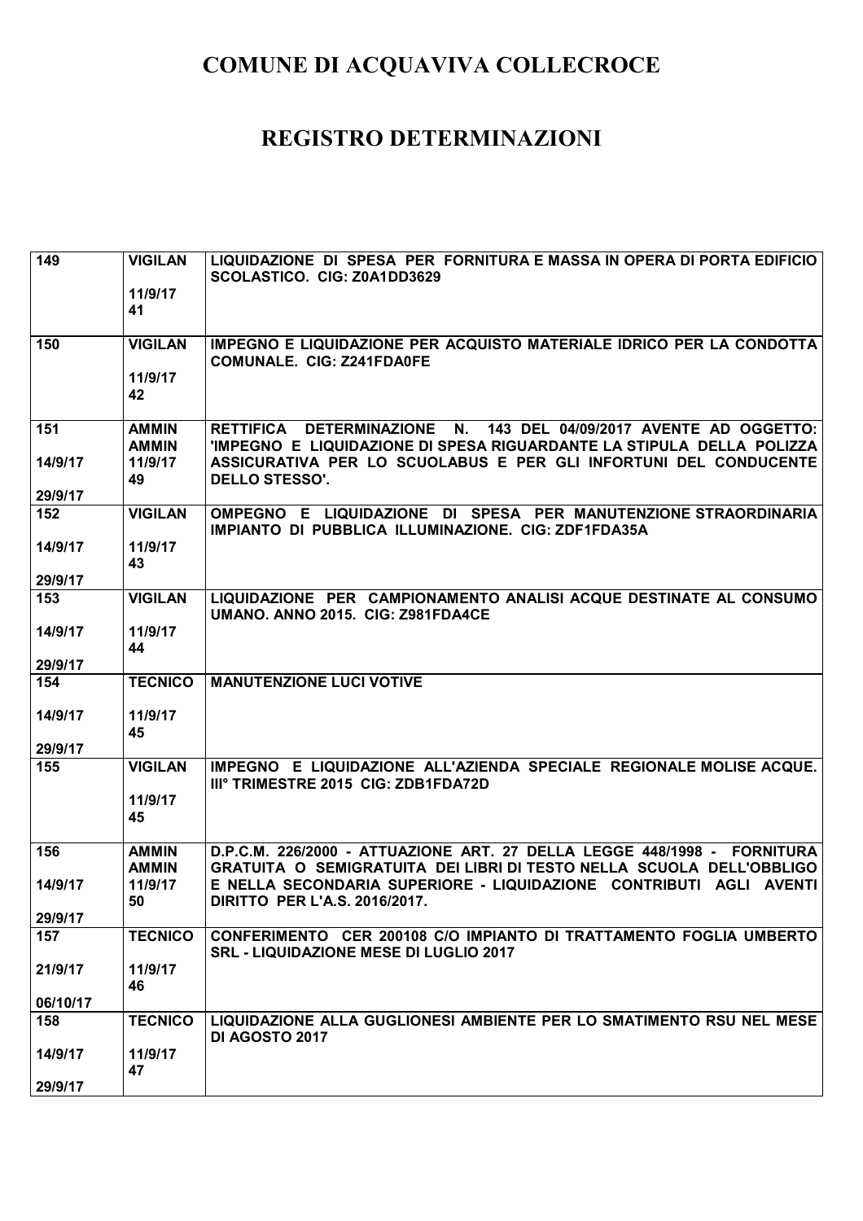# COMUNE DI ACQUAVIVA COLLECROCE

# REGISTRO DETERMINAZIONI

| | | |
|---|---|---|
| 149 | VIGILAN<br>11/9/17<br>41 | LIQUIDAZIONE DI SPESA PER FORNITURA E MASSA IN OPERA DI PORTA EDIFICIO SCOLASTICO. CIG: Z0A1DD3629 |
| 150 | VIGILAN<br>11/9/17<br>42 | IMPEGNO E LIQUIDAZIONE PER ACQUISTO MATERIALE IDRICO PER LA CONDOTTA COMUNALE. CIG: Z241FDA0FE |
| 151<br>14/9/17<br>29/9/17 | AMMIN<br>AMMIN<br>11/9/17<br>49 | RETTIFICA DETERMINAZIONE N. 143 DEL 04/09/2017 AVENTE AD OGGETTO: 'IMPEGNO E LIQUIDAZIONE DI SPESA RIGUARDANTE LA STIPULA DELLA POLIZZA ASSICURATIVA PER LO SCUOLABUS E PER GLI INFORTUNI DEL CONDUCENTE DELLO STESSO'. |
| 152<br>14/9/17<br>29/9/17 | VIGILAN<br>11/9/17<br>43 | OMPEGNO E LIQUIDAZIONE DI SPESA PER MANUTENZIONE STRAORDINARIA IMPIANTO DI PUBBLICA ILLUMINAZIONE. CIG: ZDF1FDA35A |
| 153<br>14/9/17<br>29/9/17 | VIGILAN<br>11/9/17<br>44 | LIQUIDAZIONE PER CAMPIONAMENTO ANALISI ACQUE DESTINATE AL CONSUMO UMANO. ANNO 2015. CIG: Z981FDA4CE |
| 154<br>14/9/17<br>29/9/17 | TECNICO<br>11/9/17<br>45 | MANUTENZIONE LUCI VOTIVE |
| 155 | VIGILAN<br>11/9/17<br>45 | IMPEGNO E LIQUIDAZIONE ALL'AZIENDA SPECIALE REGIONALE MOLISE ACQUE. III° TRIMESTRE 2015 CIG: ZDB1FDA72D |
| 156<br>14/9/17<br>29/9/17 | AMMIN<br>AMMIN<br>11/9/17<br>50 | D.P.C.M. 226/2000 - ATTUAZIONE ART. 27 DELLA LEGGE 448/1998 - FORNITURA GRATUITA O SEMIGRATUITA DEI LIBRI DI TESTO NELLA SCUOLA DELL'OBBLIGO E NELLA SECONDARIA SUPERIORE - LIQUIDAZIONE CONTRIBUTI AGLI AVENTI DIRITTO PER L'A.S. 2016/2017. |
| 157<br>21/9/17<br>06/10/17 | TECNICO<br>11/9/17<br>46 | CONFERIMENTO CER 200108 C/O IMPIANTO DI TRATTAMENTO FOGLIA UMBERTO SRL - LIQUIDAZIONE MESE DI LUGLIO 2017 |
| 158<br>14/9/17<br>29/9/17 | TECNICO<br>11/9/17<br>47 | LIQUIDAZIONE ALLA GUGLIONESI AMBIENTE PER LO SMATIMENTO RSU NEL MESE DI AGOSTO 2017 |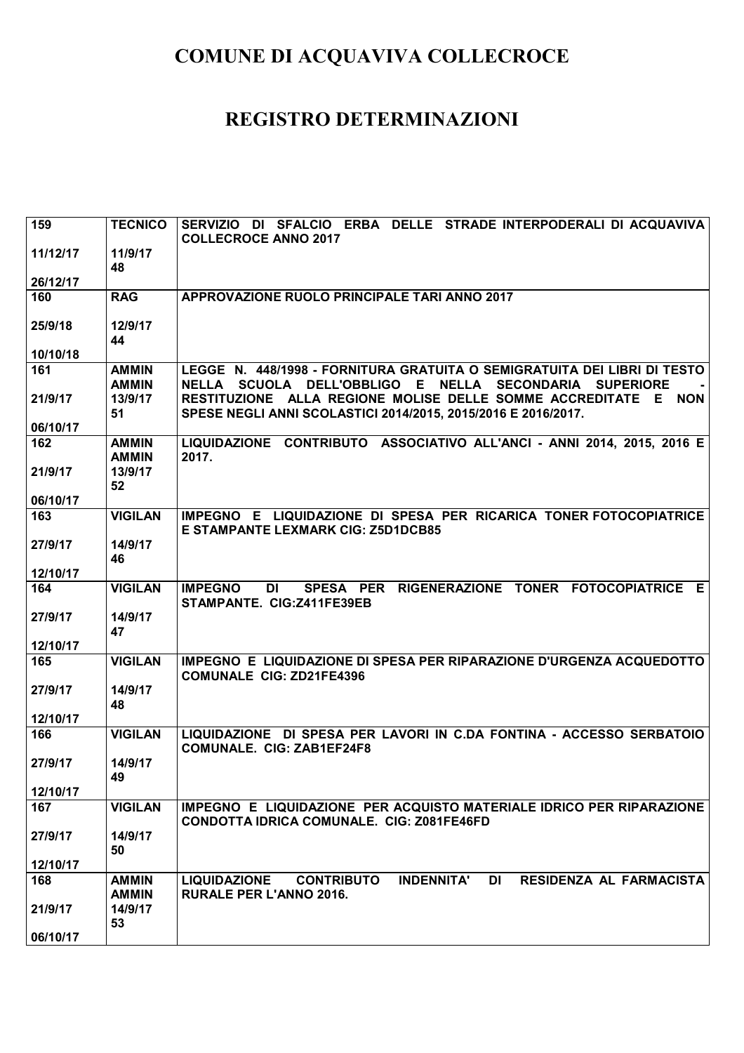# COMUNE DI ACQUAVIVA COLLECROCE

# REGISTRO DETERMINAZIONI

| | | |
|---|---|---|
| 159<br><br>11/12/17<br><br>26/12/17 | TECNICO<br><br>11/9/17<br>48 | SERVIZIO DI SFALCIO ERBA DELLE STRADE INTERPODERALI DI ACQUAVIVA COLLECROCE ANNO 2017 |
| 160<br><br>25/9/18<br><br>10/10/18 | RAG<br><br>12/9/17<br>44 | APPROVAZIONE RUOLO PRINCIPALE TARI ANNO 2017 |
| 161<br><br>21/9/17<br><br>06/10/17 | AMMIN<br>AMMIN<br>13/9/17<br>51 | LEGGE N. 448/1998 - FORNITURA GRATUITA O SEMIGRATUITA DEI LIBRI DI TESTO NELLA SCUOLA DELL'OBBLIGO E NELLA SECONDARIA SUPERIORE - RESTITUZIONE ALLA REGIONE MOLISE DELLE SOMME ACCREDITATE E NON SPESE NEGLI ANNI SCOLASTICI 2014/2015, 2015/2016 E 2016/2017. |
| 162<br><br>21/9/17<br><br>06/10/17 | AMMIN<br>AMMIN<br>13/9/17<br>52 | LIQUIDAZIONE CONTRIBUTO ASSOCIATIVO ALL'ANCI - ANNI 2014, 2015, 2016 E 2017. |
| 163<br><br>27/9/17<br><br>12/10/17 | VIGILAN<br><br>14/9/17<br>46 | IMPEGNO E LIQUIDAZIONE DI SPESA PER RICARICA TONER FOTOCOPIATRICE E STAMPANTE LEXMARK CIG: Z5D1DCB85 |
| 164<br><br>27/9/17<br><br>12/10/17 | VIGILAN<br><br>14/9/17<br>47 | IMPEGNO DI SPESA PER RIGENERAZIONE TONER FOTOCOPIATRICE E STAMPANTE. CIG:Z411FE39EB |
| 165<br><br>27/9/17<br><br>12/10/17 | VIGILAN<br><br>14/9/17<br>48 | IMPEGNO E LIQUIDAZIONE DI SPESA PER RIPARAZIONE D'URGENZA ACQUEDOTTO COMUNALE CIG: ZD21FE4396 |
| 166<br><br>27/9/17<br><br>12/10/17 | VIGILAN<br><br>14/9/17<br>49 | LIQUIDAZIONE DI SPESA PER LAVORI IN C.DA FONTINA - ACCESSO SERBATOIO COMUNALE. CIG: ZAB1EF24F8 |
| 167<br><br>27/9/17<br><br>12/10/17 | VIGILAN<br><br>14/9/17<br>50 | IMPEGNO E LIQUIDAZIONE PER ACQUISTO MATERIALE IDRICO PER RIPARAZIONE CONDOTTA IDRICA COMUNALE. CIG: Z081FE46FD |
| 168<br><br>21/9/17<br><br>06/10/17 | AMMIN<br>AMMIN<br>14/9/17<br>53 | LIQUIDAZIONE CONTRIBUTO INDENNITA' DI RESIDENZA AL FARMACISTA RURALE PER L'ANNO 2016. |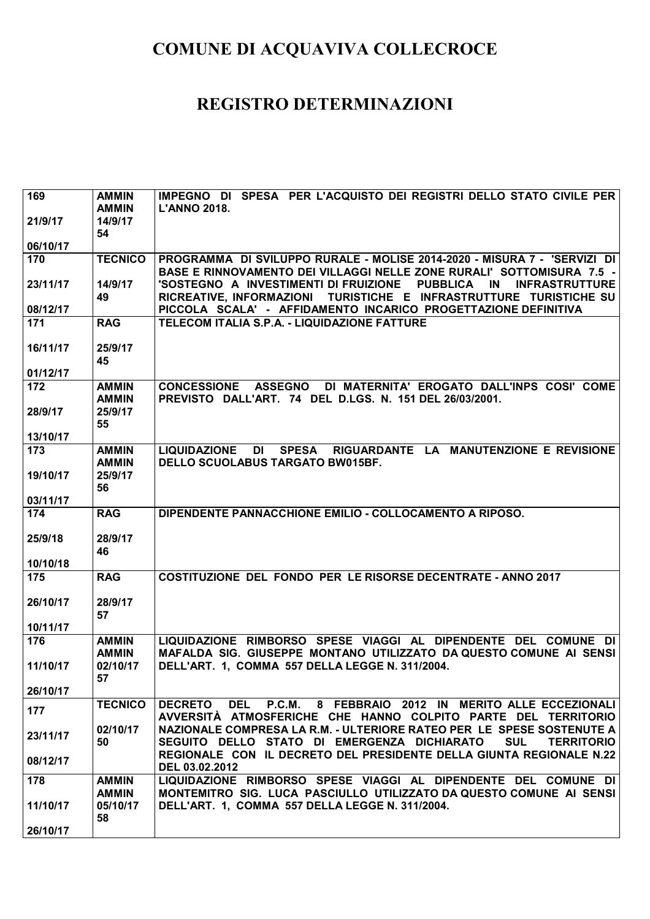# COMUNE DI ACQUAVIVA COLLECROCE

## REGISTRO DETERMINAZIONI

| | | |
|---|---|---|
| 169<br><br>21/9/17<br><br>06/10/17 | AMMIN<br>AMMIN<br>14/9/17<br>54 | IMPEGNO DI SPESA PER L'ACQUISTO DEI REGISTRI DELLO STATO CIVILE PER L'ANNO 2018. |
| 170<br><br>23/11/17<br><br>08/12/17 | TECNICO<br><br>14/9/17<br>49 | PROGRAMMA DI SVILUPPO RURALE - MOLISE 2014-2020 - MISURA 7 - 'SERVIZI DI BASE E RINNOVAMENTO DEI VILLAGGI NELLE ZONE RURALI' SOTTOMISURA 7.5 - 'SOSTEGNO A INVESTIMENTI DI FRUIZIONE PUBBLICA IN INFRASTRUTTURE RICREATIVE, INFORMAZIONI TURISTICHE E INFRASTRUTTURE TURISTICHE SU PICCOLA SCALA' - AFFIDAMENTO INCARICO PROGETTAZIONE DEFINITIVA |
| 171<br><br>16/11/17<br><br>01/12/17 | RAG<br><br>25/9/17<br>45 | TELECOM ITALIA S.P.A. - LIQUIDAZIONE FATTURE |
| 172<br><br>28/9/17<br><br>13/10/17 | AMMIN<br>AMMIN<br>25/9/17<br>55 | CONCESSIONE ASSEGNO DI MATERNITA' EROGATO DALL'INPS COSI' COME PREVISTO DALL'ART. 74 DEL D.LGS. N. 151 DEL 26/03/2001. |
| 173<br><br>19/10/17<br><br>03/11/17 | AMMIN<br>AMMIN<br>25/9/17<br>56 | LIQUIDAZIONE DI SPESA RIGUARDANTE LA MANUTENZIONE E REVISIONE DELLO SCUOLABUS TARGATO BW015BF. |
| 174<br><br>25/9/18<br><br>10/10/18 | RAG<br><br>28/9/17<br>46 | DIPENDENTE PANNACCHIONE EMILIO - COLLOCAMENTO A RIPOSO. |
| 175<br><br>26/10/17<br><br>10/11/17 | RAG<br><br>28/9/17<br>57 | COSTITUZIONE DEL FONDO PER LE RISORSE DECENTRATE - ANNO 2017 |
| 176<br><br>11/10/17<br><br>26/10/17 | AMMIN<br>AMMIN<br>02/10/17<br>57 | LIQUIDAZIONE RIMBORSO SPESE VIAGGI AL DIPENDENTE DEL COMUNE DI MAFALDA SIG. GIUSEPPE MONTANO UTILIZZATO DA QUESTO COMUNE AI SENSI DELL'ART. 1, COMMA 557 DELLA LEGGE N. 311/2004. |
| 177<br><br>23/11/17<br><br>08/12/17 | TECNICO<br><br>02/10/17<br>50 | DECRETO DEL P.C.M. 8 FEBBRAIO 2012 IN MERITO ALLE ECCEZIONALI AVVERSITÀ ATMOSFERICHE CHE HANNO COLPITO PARTE DEL TERRITORIO NAZIONALE COMPRESA LA R.M. - ULTERIORE RATEO PER LE SPESE SOSTENUTE A SEGUITO DELLO STATO DI EMERGENZA DICHIARATO SUL TERRITORIO REGIONALE CON IL DECRETO DEL PRESIDENTE DELLA GIUNTA REGIONALE N.22 DEL 03.02.2012 |
| 178<br><br>11/10/17<br><br>26/10/17 | AMMIN<br>AMMIN<br>05/10/17<br>58 | LIQUIDAZIONE RIMBORSO SPESE VIAGGI AL DIPENDENTE DEL COMUNE DI MONTEMITRO SIG. LUCA PASCIULLO UTILIZZATO DA QUESTO COMUNE AI SENSI DELL'ART. 1, COMMA 557 DELLA LEGGE N. 311/2004. |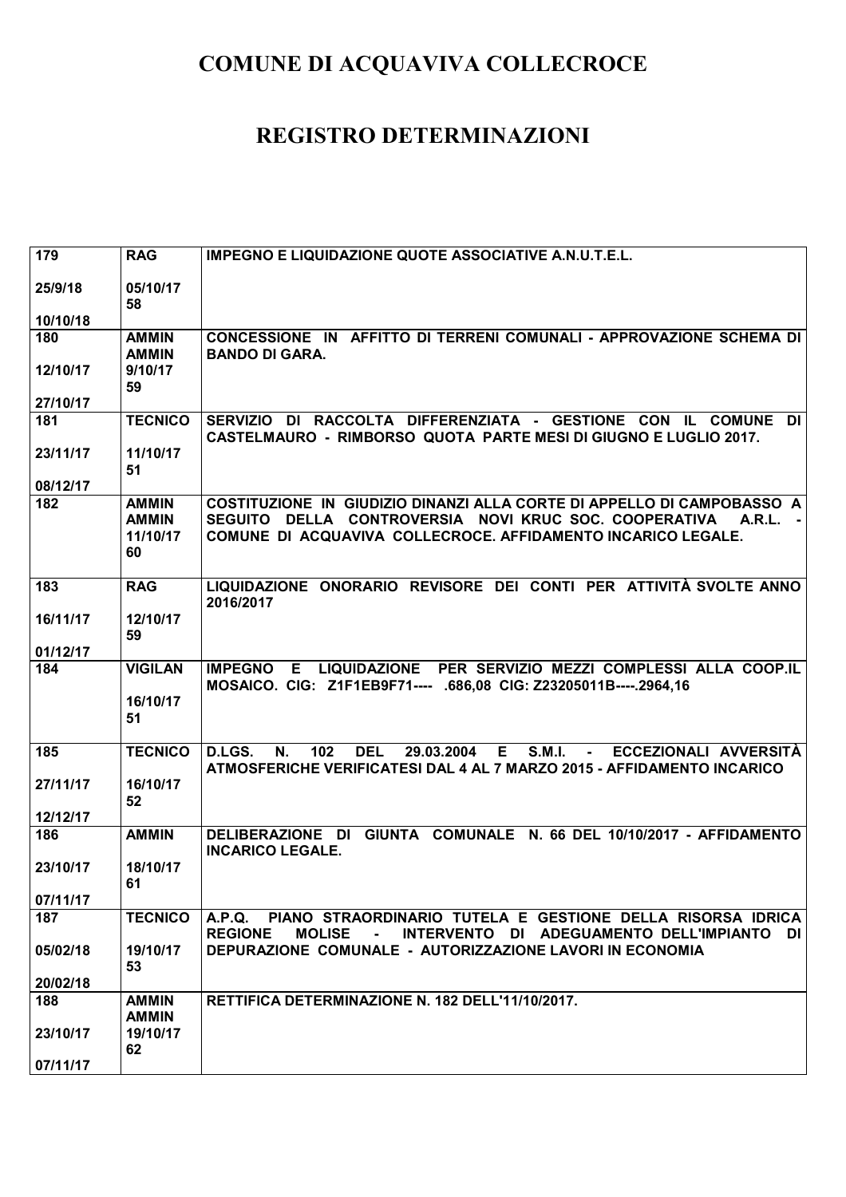# COMUNE DI ACQUAVIVA COLLECROCE

# REGISTRO DETERMINAZIONI

| | | |
|---|---|---|
| 179<br><br>25/9/18<br><br>10/10/18 | RAG<br><br>05/10/17<br>58 | IMPEGNO E LIQUIDAZIONE QUOTE ASSOCIATIVE A.N.U.T.E.L. |
| 180<br><br>12/10/17<br><br>27/10/17 | AMMIN<br>AMMIN<br>9/10/17<br>59 | CONCESSIONE IN AFFITTO DI TERRENI COMUNALI - APPROVAZIONE SCHEMA DI BANDO DI GARA. |
| 181<br><br>23/11/17<br><br>08/12/17 | TECNICO<br><br>11/10/17<br>51 | SERVIZIO DI RACCOLTA DIFFERENZIATA - GESTIONE CON IL COMUNE DI CASTELMAURO - RIMBORSO QUOTA PARTE MESI DI GIUGNO E LUGLIO 2017. |
| 182 | AMMIN<br>AMMIN<br>11/10/17<br>60 | COSTITUZIONE IN GIUDIZIO DINANZI ALLA CORTE DI APPELLO DI CAMPOBASSO A SEGUITO DELLA CONTROVERSIA NOVI KRUC SOC. COOPERATIVA A.R.L. - COMUNE DI ACQUAVIVA COLLECROCE. AFFIDAMENTO INCARICO LEGALE. |
| 183<br><br>16/11/17<br><br>01/12/17 | RAG<br><br>12/10/17<br>59 | LIQUIDAZIONE ONORARIO REVISORE DEI CONTI PER ATTIVITÀ SVOLTE ANNO 2016/2017 |
| 184 | VIGILAN<br><br>16/10/17<br>51 | IMPEGNO E LIQUIDAZIONE PER SERVIZIO MEZZI COMPLESSI ALLA COOP.IL MOSAICO. CIG: Z1F1EB9F71---- .686,08 CIG: Z23205011B----.2964,16 |
| 185<br><br>27/11/17<br><br>12/12/17 | TECNICO<br><br>16/10/17<br>52 | D.LGS. N. 102 DEL 29.03.2004 E S.M.I. - ECCEZIONALI AVVERSITÀ ATMOSFERICHE VERIFICATESI DAL 4 AL 7 MARZO 2015 - AFFIDAMENTO INCARICO |
| 186<br><br>23/10/17<br><br>07/11/17 | AMMIN<br><br>18/10/17<br>61 | DELIBERAZIONE DI GIUNTA COMUNALE N. 66 DEL 10/10/2017 - AFFIDAMENTO INCARICO LEGALE. |
| 187<br><br>05/02/18<br><br>20/02/18 | TECNICO<br><br>19/10/17<br>53 | A.P.Q. PIANO STRAORDINARIO TUTELA E GESTIONE DELLA RISORSA IDRICA REGIONE MOLISE - INTERVENTO DI ADEGUAMENTO DELL'IMPIANTO DI DEPURAZIONE COMUNALE - AUTORIZZAZIONE LAVORI IN ECONOMIA |
| 188<br><br>23/10/17<br><br>07/11/17 | AMMIN<br>AMMIN<br>19/10/17<br>62 | RETTIFICA DETERMINAZIONE N. 182 DELL'11/10/2017. |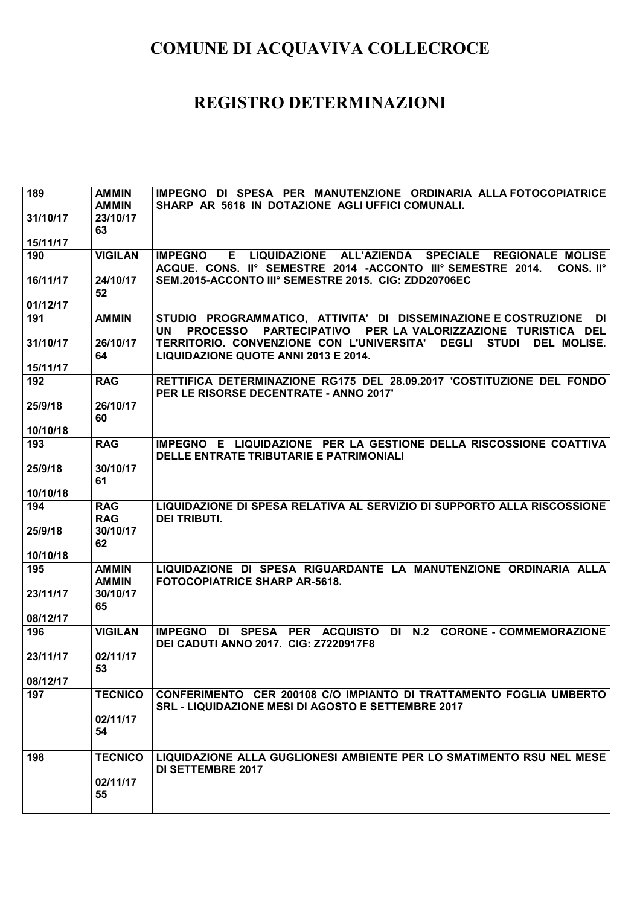# COMUNE DI ACQUAVIVA COLLECROCE

# REGISTRO DETERMINAZIONI

| | | |
|---|---|---|
| 189<br>31/10/17<br>15/11/17 | AMMIN<br>AMMIN<br>23/10/17<br>63 | IMPEGNO DI SPESA PER MANUTENZIONE ORDINARIA ALLA FOTOCOPIATRICE SHARP AR 5618 IN DOTAZIONE AGLI UFFICI COMUNALI. |
| 190<br>16/11/17<br>01/12/17 | VIGILAN<br>24/10/17<br>52 | IMPEGNO E LIQUIDAZIONE ALL'AZIENDA SPECIALE REGIONALE MOLISE ACQUE. CONS. II° SEMESTRE 2014 -ACCONTO III° SEMESTRE 2014. CONS. II° SEM.2015-ACCONTO III° SEMESTRE 2015. CIG: ZDD20706EC |
| 191<br>31/10/17<br>15/11/17 | AMMIN<br>26/10/17<br>64 | STUDIO PROGRAMMATICO, ATTIVITA' DI DISSEMINAZIONE E COSTRUZIONE DI UN PROCESSO PARTECIPATIVO PER LA VALORIZZAZIONE TURISTICA DEL TERRITORIO. CONVENZIONE CON L'UNIVERSITA' DEGLI STUDI DEL MOLISE. LIQUIDAZIONE QUOTE ANNI 2013 E 2014. |
| 192<br>25/9/18<br>10/10/18 | RAG<br>26/10/17<br>60 | RETTIFICA DETERMINAZIONE RG175 DEL 28.09.2017 'COSTITUZIONE DEL FONDO PER LE RISORSE DECENTRATE - ANNO 2017' |
| 193<br>25/9/18<br>10/10/18 | RAG<br>30/10/17<br>61 | IMPEGNO E LIQUIDAZIONE PER LA GESTIONE DELLA RISCOSSIONE COATTIVA DELLE ENTRATE TRIBUTARIE E PATRIMONIALI |
| 194<br>25/9/18<br>10/10/18 | RAG<br>RAG<br>30/10/17<br>62 | LIQUIDAZIONE DI SPESA RELATIVA AL SERVIZIO DI SUPPORTO ALLA RISCOSSIONE DEI TRIBUTI. |
| 195<br>23/11/17<br>08/12/17 | AMMIN<br>AMMIN<br>30/10/17<br>65 | LIQUIDAZIONE DI SPESA RIGUARDANTE LA MANUTENZIONE ORDINARIA ALLA FOTOCOPIATRICE SHARP AR-5618. |
| 196<br>23/11/17<br>08/12/17 | VIGILAN<br>02/11/17<br>53 | IMPEGNO DI SPESA PER ACQUISTO DI N.2 CORONE - COMMEMORAZIONE DEI CADUTI ANNO 2017. CIG: Z7220917F8 |
| 197 | TECNICO<br>02/11/17<br>54 | CONFERIMENTO CER 200108 C/O IMPIANTO DI TRATTAMENTO FOGLIA UMBERTO SRL - LIQUIDAZIONE MESI DI AGOSTO E SETTEMBRE 2017 |
| 198 | TECNICO<br>02/11/17<br>55 | LIQUIDAZIONE ALLA GUGLIONESI AMBIENTE PER LO SMATIMENTO RSU NEL MESE DI SETTEMBRE 2017 |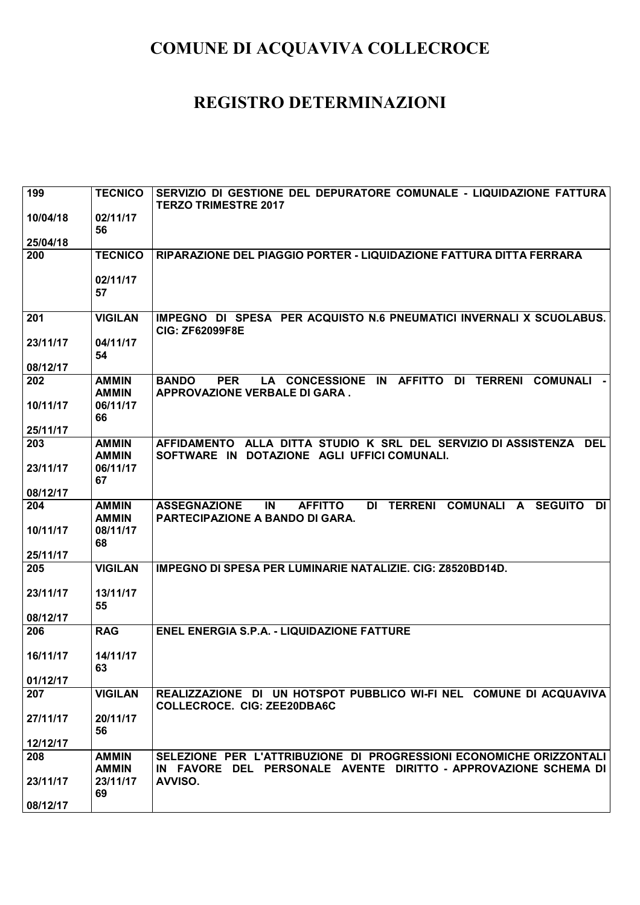# COMUNE DI ACQUAVIVA COLLECROCE

# REGISTRO DETERMINAZIONI

| | | |
|---|---|---|
| 199<br><br>10/04/18<br><br>25/04/18 | TECNICO<br><br>02/11/17<br>56 | SERVIZIO DI GESTIONE DEL DEPURATORE COMUNALE - LIQUIDAZIONE FATTURA TERZO TRIMESTRE 2017 |
| 200 | TECNICO<br><br>02/11/17<br>57 | RIPARAZIONE DEL PIAGGIO PORTER - LIQUIDAZIONE FATTURA DITTA FERRARA |
| 201<br><br>23/11/17<br><br>08/12/17 | VIGILAN<br><br>04/11/17<br>54 | IMPEGNO DI SPESA PER ACQUISTO N.6 PNEUMATICI INVERNALI X SCUOLABUS. CIG: ZF62099F8E |
| 202<br><br>10/11/17<br><br>25/11/17 | AMMIN AMMIN<br>06/11/17<br>66 | BANDO PER LA CONCESSIONE IN AFFITTO DI TERRENI COMUNALI - APPROVAZIONE VERBALE DI GARA . |
| 203<br><br>23/11/17<br><br>08/12/17 | AMMIN AMMIN<br>06/11/17<br>67 | AFFIDAMENTO ALLA DITTA STUDIO K SRL DEL SERVIZIO DI ASSISTENZA DEL SOFTWARE IN DOTAZIONE AGLI UFFICI COMUNALI. |
| 204<br><br>10/11/17<br><br>25/11/17 | AMMIN AMMIN<br>08/11/17<br>68 | ASSEGNAZIONE IN AFFITTO DI TERRENI COMUNALI A SEGUITO DI PARTECIPAZIONE A BANDO DI GARA. |
| 205<br><br>23/11/17<br><br>08/12/17 | VIGILAN<br><br>13/11/17<br>55 | IMPEGNO DI SPESA PER LUMINARIE NATALIZIE. CIG: Z8520BD14D. |
| 206<br><br>16/11/17<br><br>01/12/17 | RAG<br><br>14/11/17<br>63 | ENEL ENERGIA S.P.A. - LIQUIDAZIONE FATTURE |
| 207<br><br>27/11/17<br><br>12/12/17 | VIGILAN<br><br>20/11/17<br>56 | REALIZZAZIONE DI UN HOTSPOT PUBBLICO WI-FI NEL COMUNE DI ACQUAVIVA COLLECROCE. CIG: ZEE20DBA6C |
| 208<br><br>23/11/17<br><br>08/12/17 | AMMIN AMMIN<br>23/11/17<br>69 | SELEZIONE PER L'ATTRIBUZIONE DI PROGRESSIONI ECONOMICHE ORIZZONTALI IN FAVORE DEL PERSONALE AVENTE DIRITTO - APPROVAZIONE SCHEMA DI AVVISO. |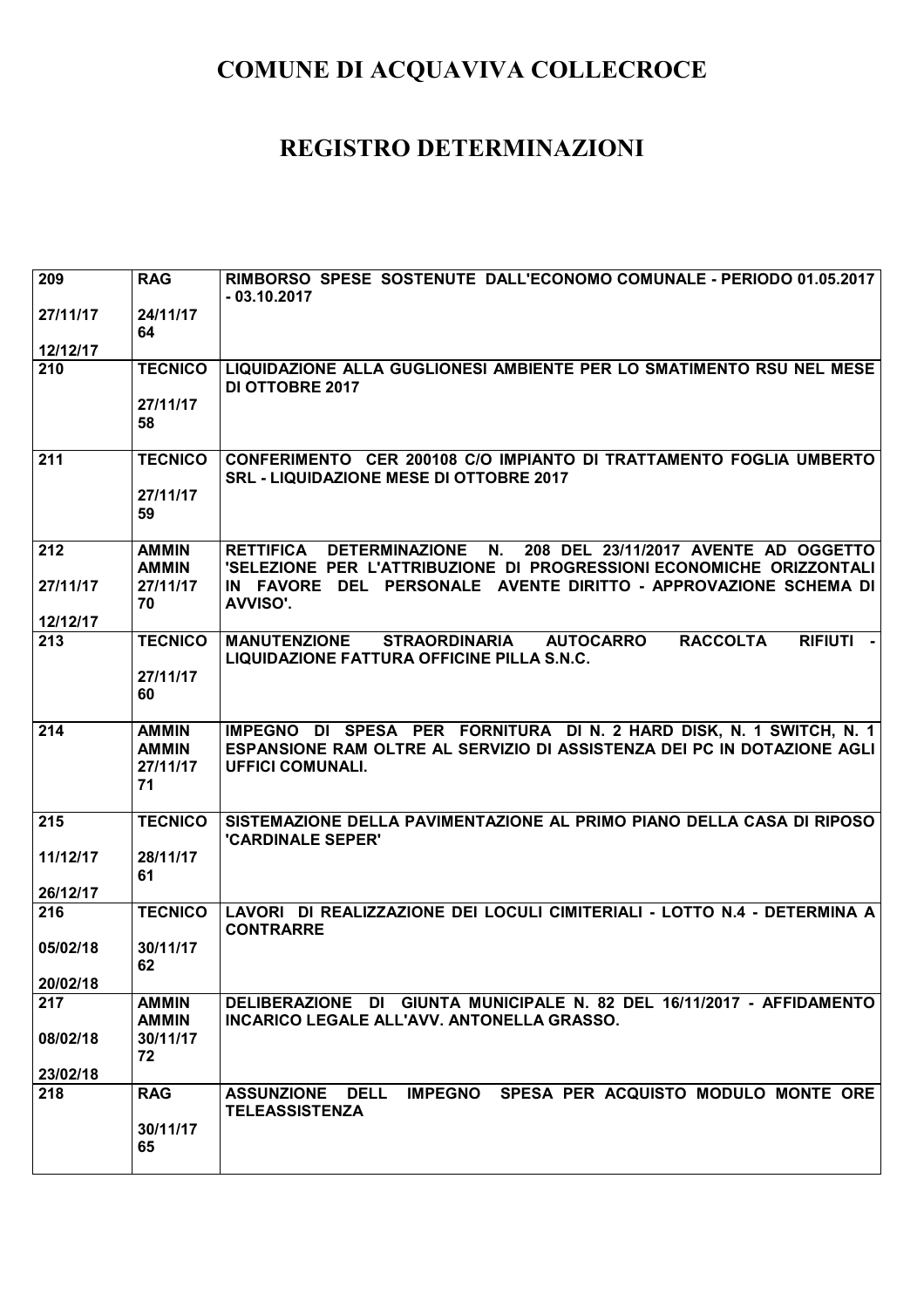# COMUNE DI ACQUAVIVA COLLECROCE

# REGISTRO DETERMINAZIONI

| | | |
|---|---|---|
| 209<br>27/11/17<br>12/12/17 | RAG<br>24/11/17<br>64 | RIMBORSO SPESE SOSTENUTE DALL'ECONOMO COMUNALE - PERIODO 01.05.2017 - 03.10.2017 |
| 210 | TECNICO<br>27/11/17<br>58 | LIQUIDAZIONE ALLA GUGLIONESI AMBIENTE PER LO SMATIMENTO RSU NEL MESE DI OTTOBRE 2017 |
| 211 | TECNICO<br>27/11/17<br>59 | CONFERIMENTO CER 200108 C/O IMPIANTO DI TRATTAMENTO FOGLIA UMBERTO SRL - LIQUIDAZIONE MESE DI OTTOBRE 2017 |
| 212<br>27/11/17<br>12/12/17 | AMMIN AMMIN<br>27/11/17<br>70 | RETTIFICA DETERMINAZIONE N. 208 DEL 23/11/2017 AVENTE AD OGGETTO 'SELEZIONE PER L'ATTRIBUZIONE DI PROGRESSIONI ECONOMICHE ORIZZONTALI IN FAVORE DEL PERSONALE AVENTE DIRITTO - APPROVAZIONE SCHEMA DI AVVISO'. |
| 213 | TECNICO<br>27/11/17<br>60 | MANUTENZIONE STRAORDINARIA AUTOCARRO RACCOLTA RIFIUTI - LIQUIDAZIONE FATTURA OFFICINE PILLA S.N.C. |
| 214 | AMMIN AMMIN<br>27/11/17<br>71 | IMPEGNO DI SPESA PER FORNITURA DI N. 2 HARD DISK, N. 1 SWITCH, N. 1 ESPANSIONE RAM OLTRE AL SERVIZIO DI ASSISTENZA DEI PC IN DOTAZIONE AGLI UFFICI COMUNALI. |
| 215<br>11/12/17<br>26/12/17 | TECNICO<br>28/11/17<br>61 | SISTEMAZIONE DELLA PAVIMENTAZIONE AL PRIMO PIANO DELLA CASA DI RIPOSO 'CARDINALE SEPER' |
| 216<br>05/02/18<br>20/02/18 | TECNICO<br>30/11/17<br>62 | LAVORI DI REALIZZAZIONE DEI LOCULI CIMITERIALI - LOTTO N.4 - DETERMINA A CONTRARRE |
| 217<br>08/02/18<br>23/02/18 | AMMIN AMMIN<br>30/11/17<br>72 | DELIBERAZIONE DI GIUNTA MUNICIPALE N. 82 DEL 16/11/2017 - AFFIDAMENTO INCARICO LEGALE ALL'AVV. ANTONELLA GRASSO. |
| 218 | RAG<br>30/11/17<br>65 | ASSUNZIONE DELL IMPEGNO SPESA PER ACQUISTO MODULO MONTE ORE TELEASSISTENZA |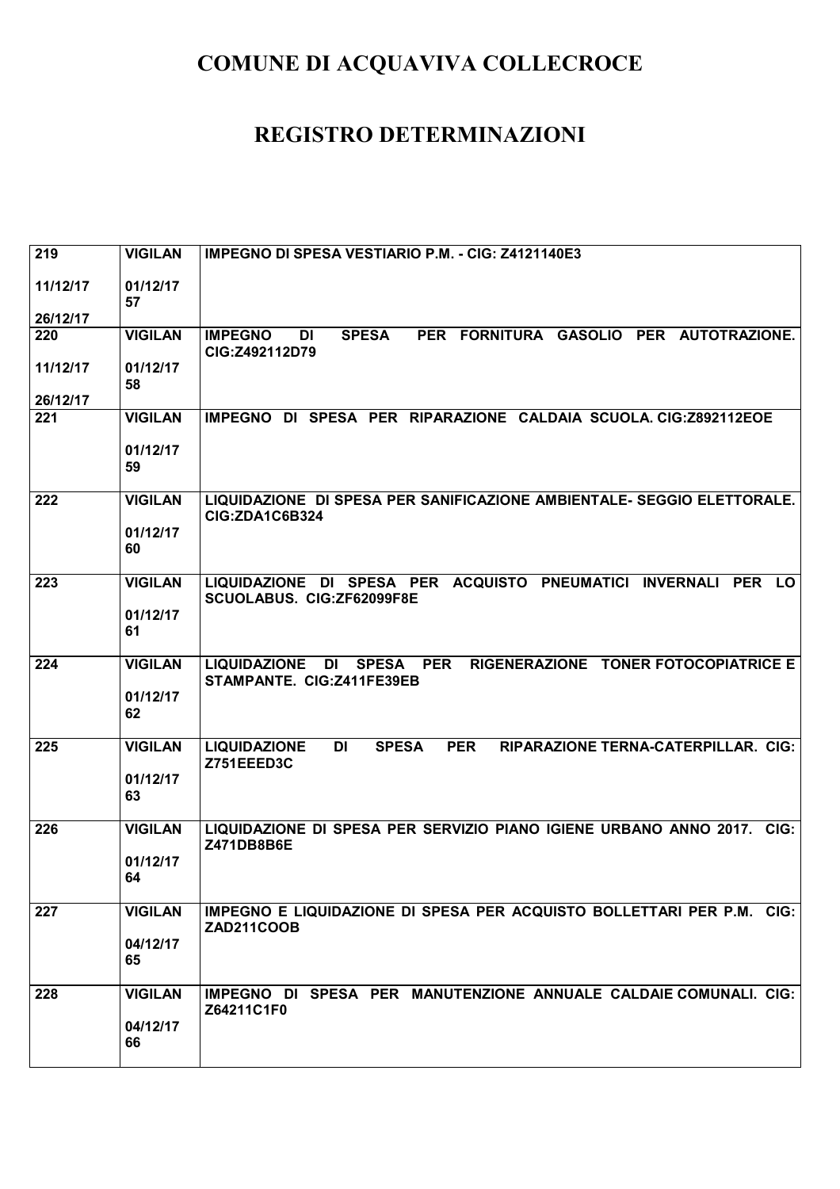# COMUNE DI ACQUAVIVA COLLECROCE

# REGISTRO DETERMINAZIONI

| | | |
|---|---|---|
| 219<br><br>11/12/17<br><br>26/12/17 | VIGILAN<br><br>01/12/17<br>57 | IMPEGNO DI SPESA VESTIARIO P.M. - CIG: Z4121140E3 |
| 220<br><br>11/12/17<br><br>26/12/17 | VIGILAN<br><br>01/12/17<br>58 | IMPEGNO DI SPESA PER FORNITURA GASOLIO PER AUTOTRAZIONE. CIG:Z492112D79 |
| 221 | VIGILAN<br><br>01/12/17<br>59 | IMPEGNO DI SPESA PER RIPARAZIONE CALDAIA SCUOLA. CIG:Z892112EOE |
| 222 | VIGILAN<br><br>01/12/17<br>60 | LIQUIDAZIONE DI SPESA PER SANIFICAZIONE AMBIENTALE- SEGGIO ELETTORALE. CIG:ZDA1C6B324 |
| 223 | VIGILAN<br><br>01/12/17<br>61 | LIQUIDAZIONE DI SPESA PER ACQUISTO PNEUMATICI INVERNALI PER LO SCUOLABUS. CIG:ZF62099F8E |
| 224 | VIGILAN<br><br>01/12/17<br>62 | LIQUIDAZIONE DI SPESA PER RIGENERAZIONE TONER FOTOCOPIATRICE E STAMPANTE. CIG:Z411FE39EB |
| 225 | VIGILAN<br><br>01/12/17<br>63 | LIQUIDAZIONE DI SPESA PER RIPARAZIONE TERNA-CATERPILLAR. CIG: Z751EEED3C |
| 226 | VIGILAN<br><br>01/12/17<br>64 | LIQUIDAZIONE DI SPESA PER SERVIZIO PIANO IGIENE URBANO ANNO 2017. CIG: Z471DB8B6E |
| 227 | VIGILAN<br><br>04/12/17<br>65 | IMPEGNO E LIQUIDAZIONE DI SPESA PER ACQUISTO BOLLETTARI PER P.M. CIG: ZAD211COOB |
| 228 | VIGILAN<br><br>04/12/17<br>66 | IMPEGNO DI SPESA PER MANUTENZIONE ANNUALE CALDAIE COMUNALI. CIG: Z64211C1F0 |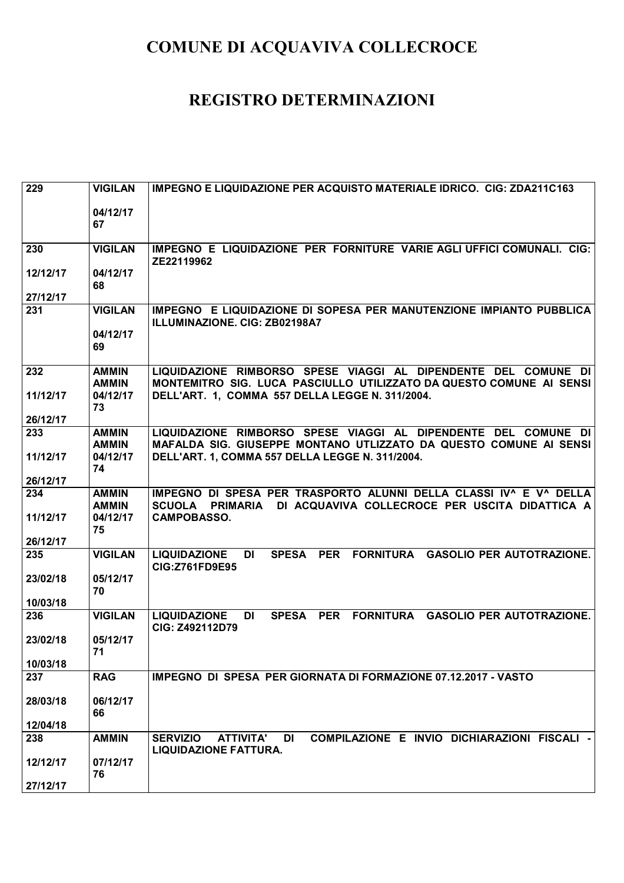# COMUNE DI ACQUAVIVA COLLECROCE

# REGISTRO DETERMINAZIONI

| | | |
|---|---|---|
| 229 | VIGILAN<br><br>04/12/17<br>67 | IMPEGNO E LIQUIDAZIONE PER ACQUISTO MATERIALE IDRICO. CIG: ZDA211C163 |
| 230<br><br>12/12/17<br><br>27/12/17 | VIGILAN<br><br>04/12/17<br>68 | IMPEGNO E LIQUIDAZIONE PER FORNITURE VARIE AGLI UFFICI COMUNALI. CIG: ZE22119962 |
| 231 | VIGILAN<br><br>04/12/17<br>69 | IMPEGNO E LIQUIDAZIONE DI SOPESA PER MANUTENZIONE IMPIANTO PUBBLICA ILLUMINAZIONE. CIG: ZB02198A7 |
| 232<br><br>11/12/17<br><br>26/12/17 | AMMIN<br>AMMIN<br>04/12/17<br>73 | LIQUIDAZIONE RIMBORSO SPESE VIAGGI AL DIPENDENTE DEL COMUNE DI MONTEMITRO SIG. LUCA PASCIULLO UTILIZZATO DA QUESTO COMUNE AI SENSI DELL'ART. 1, COMMA 557 DELLA LEGGE N. 311/2004. |
| 233<br><br>11/12/17<br><br>26/12/17 | AMMIN<br>AMMIN<br>04/12/17<br>74 | LIQUIDAZIONE RIMBORSO SPESE VIAGGI AL DIPENDENTE DEL COMUNE DI MAFALDA SIG. GIUSEPPE MONTANO UTLIZZATO DA QUESTO COMUNE AI SENSI DELL'ART. 1, COMMA 557 DELLA LEGGE N. 311/2004. |
| 234<br><br>11/12/17<br><br>26/12/17 | AMMIN<br>AMMIN<br>04/12/17<br>75 | IMPEGNO DI SPESA PER TRASPORTO ALUNNI DELLA CLASSI IV^ E V^ DELLA SCUOLA PRIMARIA DI ACQUAVIVA COLLECROCE PER USCITA DIDATTICA A CAMPOBASSO. |
| 235<br><br>23/02/18<br><br>10/03/18 | VIGILAN<br><br>05/12/17<br>70 | LIQUIDAZIONE DI SPESA PER FORNITURA GASOLIO PER AUTOTRAZIONE. CIG:Z761FD9E95 |
| 236<br><br>23/02/18<br><br>10/03/18 | VIGILAN<br><br>05/12/17<br>71 | LIQUIDAZIONE DI SPESA PER FORNITURA GASOLIO PER AUTOTRAZIONE. CIG: Z492112D79 |
| 237<br><br>28/03/18<br><br>12/04/18 | RAG<br><br>06/12/17<br>66 | IMPEGNO DI SPESA PER GIORNATA DI FORMAZIONE 07.12.2017 - VASTO |
| 238<br><br>12/12/17<br><br>27/12/17 | AMMIN<br><br>07/12/17<br>76 | SERVIZIO ATTIVITA' DI COMPILAZIONE E INVIO DICHIARAZIONI FISCALI - LIQUIDAZIONE FATTURA. |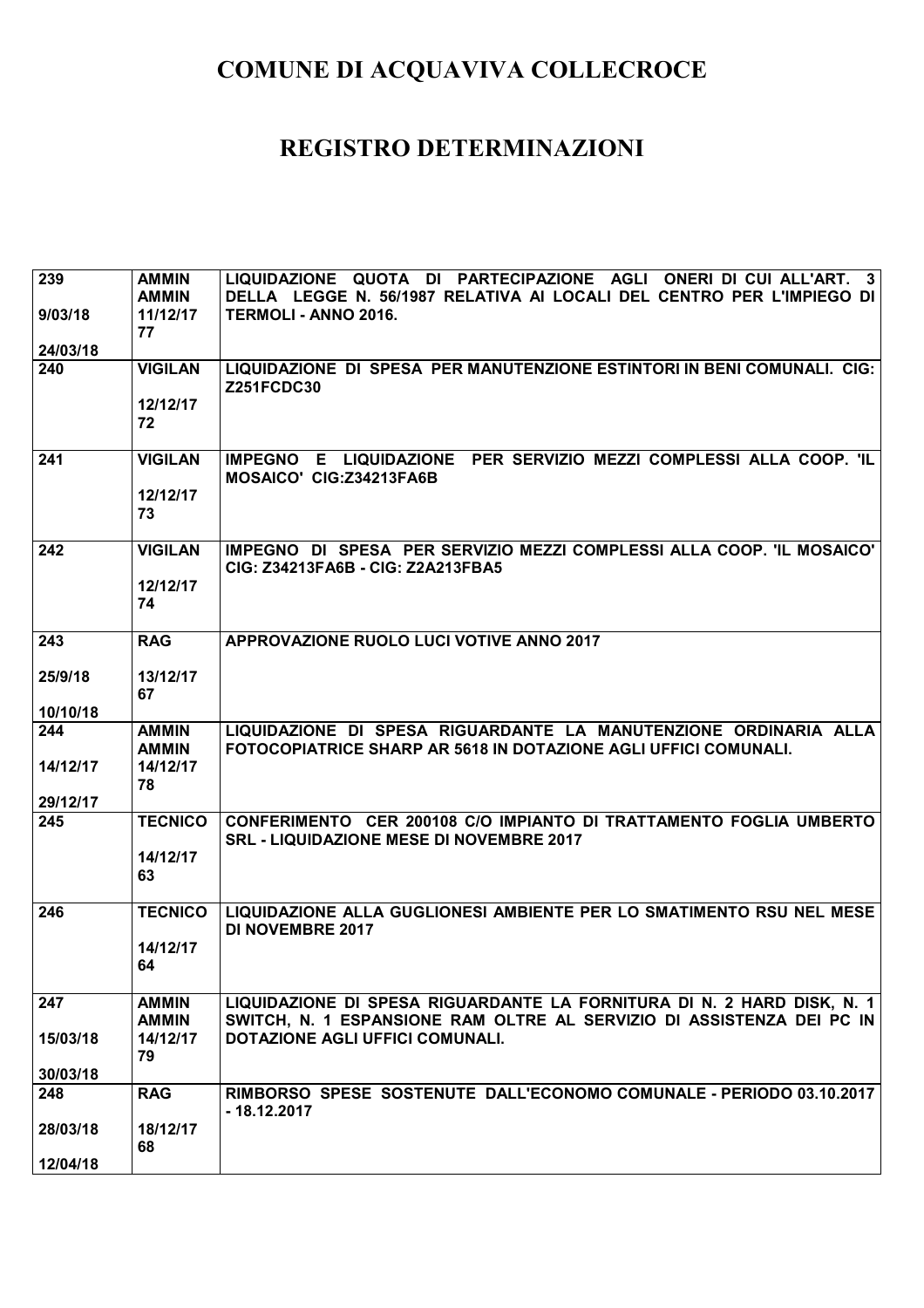# COMUNE DI ACQUAVIVA COLLECROCE

# REGISTRO DETERMINAZIONI

| | | |
|---|---|---|
| 239<br><br>9/03/18<br><br>24/03/18 | AMMIN AMMIN<br>11/12/17<br>77 | LIQUIDAZIONE QUOTA DI PARTECIPAZIONE AGLI ONERI DI CUI ALL'ART. 3 DELLA LEGGE N. 56/1987 RELATIVA AI LOCALI DEL CENTRO PER L'IMPIEGO DI TERMOLI - ANNO 2016. |
| 240 | VIGILAN<br>12/12/17<br>72 | LIQUIDAZIONE DI SPESA PER MANUTENZIONE ESTINTORI IN BENI COMUNALI. CIG: Z251FCDC30 |
| 241 | VIGILAN<br>12/12/17<br>73 | IMPEGNO E LIQUIDAZIONE PER SERVIZIO MEZZI COMPLESSI ALLA COOP. 'IL MOSAICO' CIG:Z34213FA6B |
| 242 | VIGILAN<br>12/12/17<br>74 | IMPEGNO DI SPESA PER SERVIZIO MEZZI COMPLESSI ALLA COOP. 'IL MOSAICO' CIG: Z34213FA6B - CIG: Z2A213FBA5 |
| 243<br><br>25/9/18<br><br>10/10/18 | RAG<br>13/12/17<br>67 | APPROVAZIONE RUOLO LUCI VOTIVE ANNO 2017 |
| 244<br><br>14/12/17<br><br>29/12/17 | AMMIN AMMIN<br>14/12/17<br>78 | LIQUIDAZIONE DI SPESA RIGUARDANTE LA MANUTENZIONE ORDINARIA ALLA FOTOCOPIATRICE SHARP AR 5618 IN DOTAZIONE AGLI UFFICI COMUNALI. |
| 245 | TECNICO<br>14/12/17<br>63 | CONFERIMENTO CER 200108 C/O IMPIANTO DI TRATTAMENTO FOGLIA UMBERTO SRL - LIQUIDAZIONE MESE DI NOVEMBRE 2017 |
| 246 | TECNICO<br>14/12/17<br>64 | LIQUIDAZIONE ALLA GUGLIONESI AMBIENTE PER LO SMATIMENTO RSU NEL MESE DI NOVEMBRE 2017 |
| 247<br><br>15/03/18<br><br>30/03/18 | AMMIN AMMIN<br>14/12/17<br>79 | LIQUIDAZIONE DI SPESA RIGUARDANTE LA FORNITURA DI N. 2 HARD DISK, N. 1 SWITCH, N. 1 ESPANSIONE RAM OLTRE AL SERVIZIO DI ASSISTENZA DEI PC IN DOTAZIONE AGLI UFFICI COMUNALI. |
| 248<br><br>28/03/18<br><br>12/04/18 | RAG<br>18/12/17<br>68 | RIMBORSO SPESE SOSTENUTE DALL'ECONOMO COMUNALE - PERIODO 03.10.2017 - 18.12.2017 |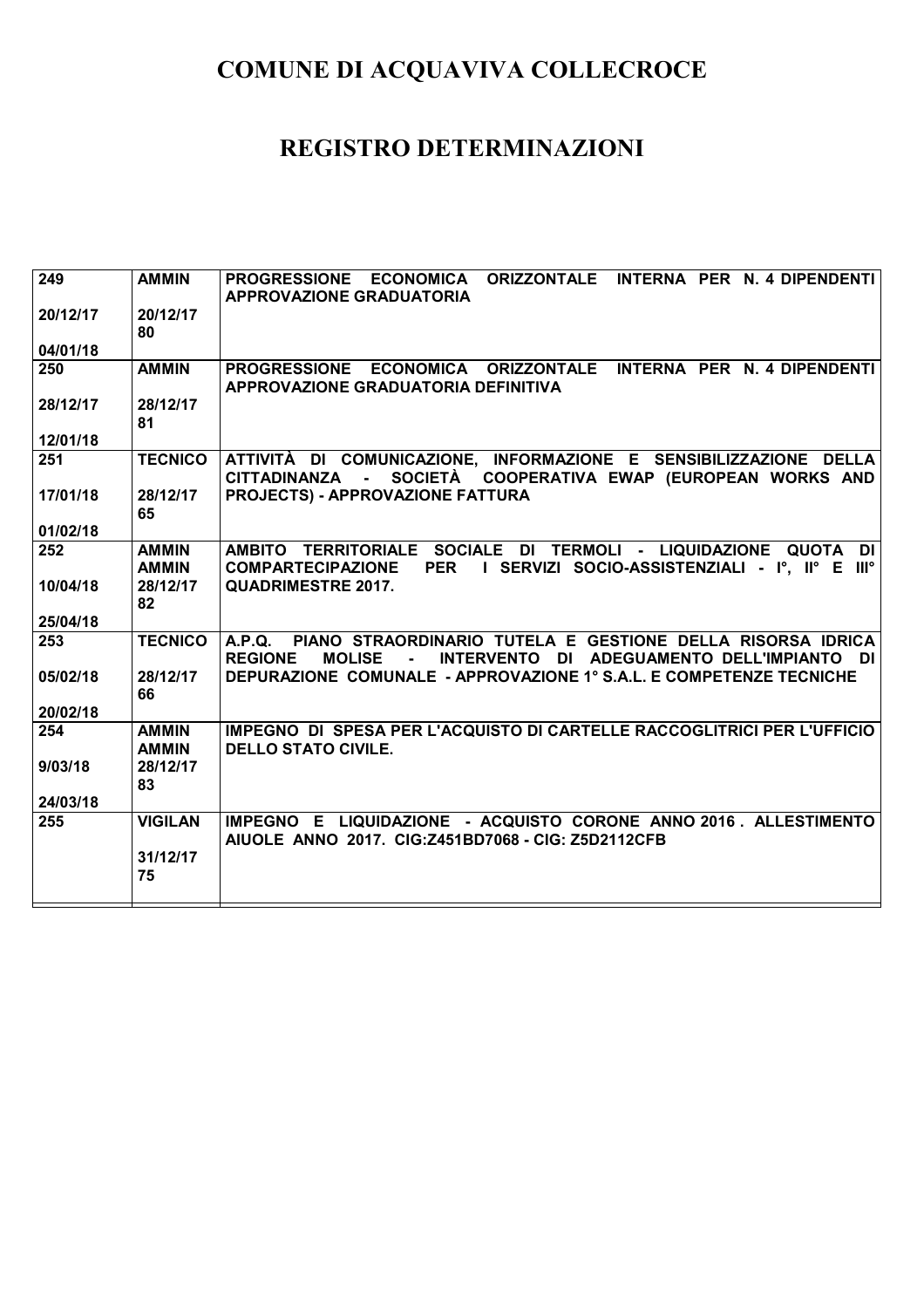# COMUNE DI ACQUAVIVA COLLECROCE

# REGISTRO DETERMINAZIONI

| | | |
|---|---|---|
| 249<br><br>20/12/17<br><br>04/01/18 | AMMIN<br><br>20/12/17<br>80 | PROGRESSIONE ECONOMICA ORIZZONTALE INTERNA PER N. 4 DIPENDENTI APPROVAZIONE GRADUATORIA |
| 250<br><br>28/12/17<br><br>12/01/18 | AMMIN<br><br>28/12/17<br>81 | PROGRESSIONE ECONOMICA ORIZZONTALE INTERNA PER N. 4 DIPENDENTI APPROVAZIONE GRADUATORIA DEFINITIVA |
| 251<br><br>17/01/18<br><br>01/02/18 | TECNICO<br><br>28/12/17<br>65 | ATTIVITÀ DI COMUNICAZIONE, INFORMAZIONE E SENSIBILIZZAZIONE DELLA CITTADINANZA - SOCIETÀ COOPERATIVA EWAP (EUROPEAN WORKS AND PROJECTS) - APPROVAZIONE FATTURA |
| 252<br><br>10/04/18<br><br>25/04/18 | AMMIN<br>AMMIN<br>28/12/17<br>82 | AMBITO TERRITORIALE SOCIALE DI TERMOLI - LIQUIDAZIONE QUOTA DI COMPARTECIPAZIONE PER I SERVIZI SOCIO-ASSISTENZIALI - I°, II° E III° QUADRIMESTRE 2017. |
| 253<br><br>05/02/18<br><br>20/02/18 | TECNICO<br><br>28/12/17<br>66 | A.P.Q. PIANO STRAORDINARIO TUTELA E GESTIONE DELLA RISORSA IDRICA REGIONE MOLISE - INTERVENTO DI ADEGUAMENTO DELL'IMPIANTO DI DEPURAZIONE COMUNALE - APPROVAZIONE 1° S.A.L. E COMPETENZE TECNICHE |
| 254<br><br>9/03/18<br><br>24/03/18 | AMMIN<br>AMMIN<br>28/12/17<br>83 | IMPEGNO DI SPESA PER L'ACQUISTO DI CARTELLE RACCOGLITRICI PER L'UFFICIO DELLO STATO CIVILE. |
| 255 | VIGILAN<br><br>31/12/17<br>75 | IMPEGNO E LIQUIDAZIONE - ACQUISTO CORONE ANNO 2016 . ALLESTIMENTO AIUOLE ANNO 2017. CIG:Z451BD7068 - CIG: Z5D2112CFB |